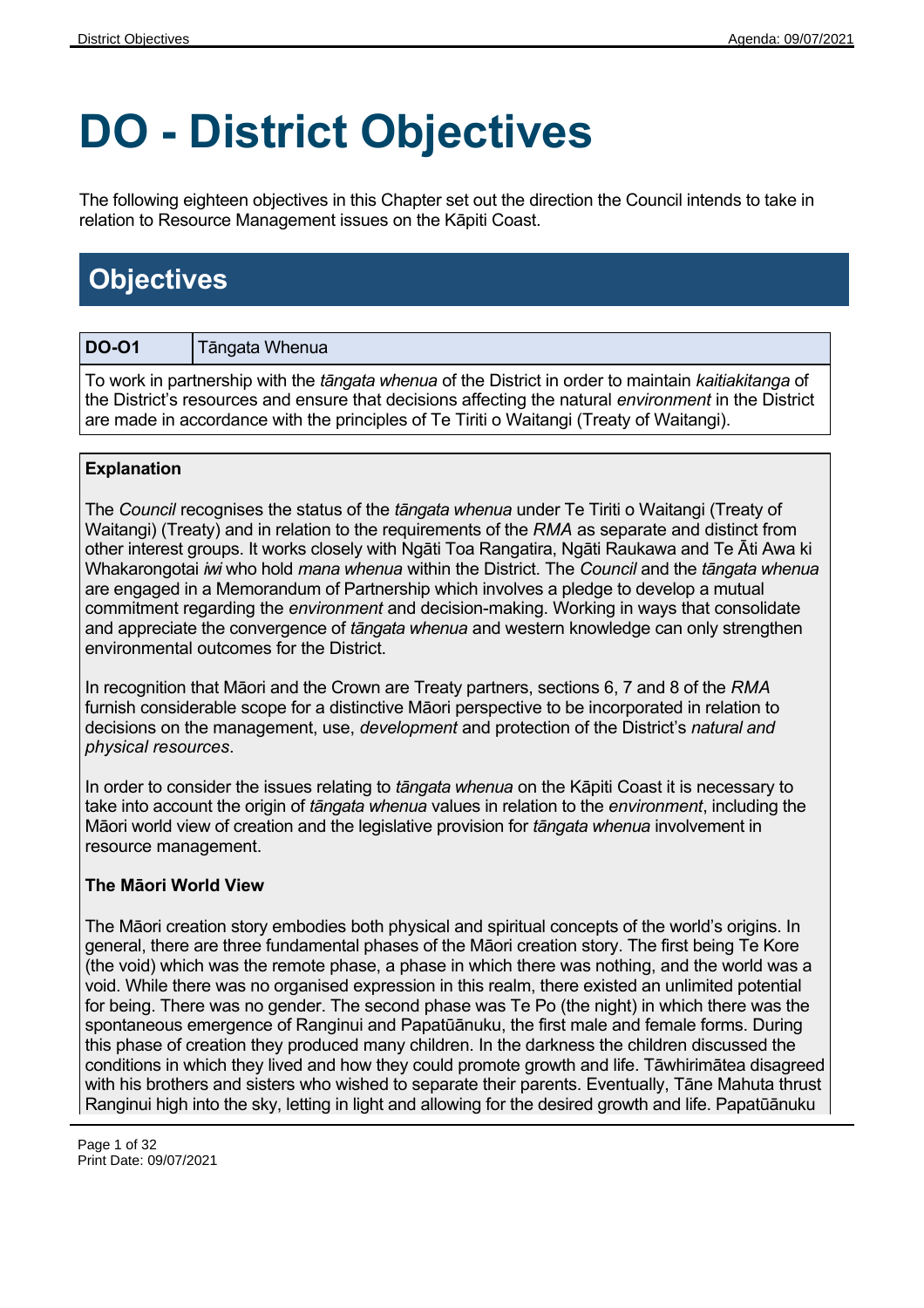# DO - District Objectives

The following eighteen objectives in this Chapter set out the direction the Council intends to take in relation to Resource Management issues on the Kāpiti Coast.

## Objectives

| **DO-O1** | Tāngata Whenua |
| --- | --- |

To work in partnership with the *tāngata whenua* of the District in order to maintain *kaitiakitanga* of the District's resources and ensure that decisions affecting the natural *environment* in the District are made in accordance with the principles of Te Tiriti o Waitangi (Treaty of Waitangi).

**Explanation**

The *Council* recognises the status of the *tāngata whenua* under Te Tiriti o Waitangi (Treaty of Waitangi) (Treaty) and in relation to the requirements of the *RMA* as separate and distinct from other interest groups. It works closely with Ngāti Toa Rangatira, Ngāti Raukawa and Te Āti Awa ki Whakarongotai *iwi* who hold *mana whenua* within the District. The *Council* and the *tāngata whenua* are engaged in a Memorandum of Partnership which involves a pledge to develop a mutual commitment regarding the *environment* and decision-making. Working in ways that consolidate and appreciate the convergence of *tāngata whenua* and western knowledge can only strengthen environmental outcomes for the District.

In recognition that Māori and the Crown are Treaty partners, sections 6, 7 and 8 of the *RMA* furnish considerable scope for a distinctive Māori perspective to be incorporated in relation to decisions on the management, use, *development* and protection of the District's *natural and physical resources*.

In order to consider the issues relating to *tāngata whenua* on the Kāpiti Coast it is necessary to take into account the origin of *tāngata whenua* values in relation to the *environment*, including the Māori world view of creation and the legislative provision for *tāngata whenua* involvement in resource management.

**The Māori World View**

The Māori creation story embodies both physical and spiritual concepts of the world's origins. In general, there are three fundamental phases of the Māori creation story. The first being Te Kore (the void) which was the remote phase, a phase in which there was nothing, and the world was a void. While there was no organised expression in this realm, there existed an unlimited potential for being. There was no gender. The second phase was Te Po (the night) in which there was the spontaneous emergence of Ranginui and Papatūānuku, the first male and female forms. During this phase of creation they produced many children. In the darkness the children discussed the conditions in which they lived and how they could promote growth and life. Tāwhirimātea disagreed with his brothers and sisters who wished to separate their parents. Eventually, Tāne Mahuta thrust Ranginui high into the sky, letting in light and allowing for the desired growth and life. Papatūānuku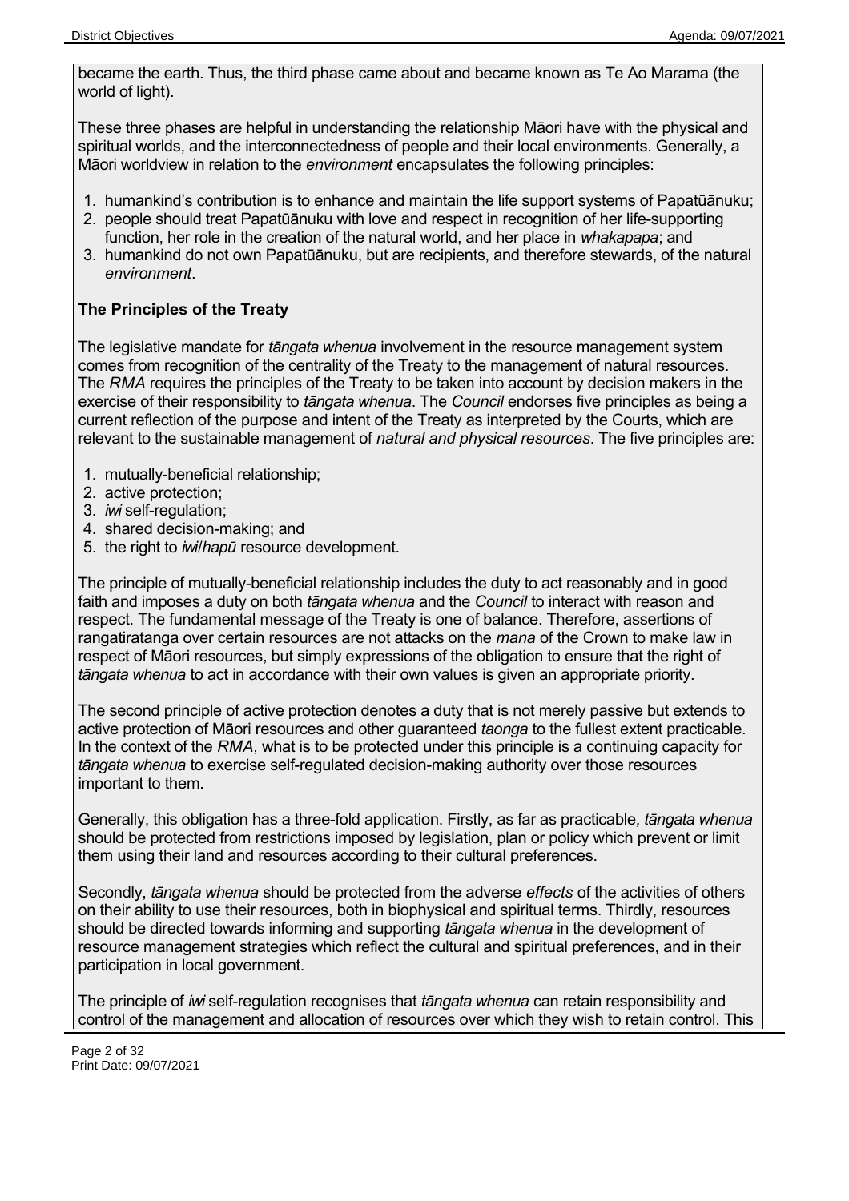became the earth. Thus, the third phase came about and became known as Te Ao Marama (the world of light).

These three phases are helpful in understanding the relationship Māori have with the physical and spiritual worlds, and the interconnectedness of people and their local environments. Generally, a Māori worldview in relation to the *environment* encapsulates the following principles:

1. humankind's contribution is to enhance and maintain the life support systems of Papatūānuku;
2. people should treat Papatūānuku with love and respect in recognition of her life-supporting function, her role in the creation of the natural world, and her place in *whakapapa*; and
3. humankind do not own Papatūānuku, but are recipients, and therefore stewards, of the natural *environment*.

**The Principles of the Treaty**

The legislative mandate for *tāngata whenua* involvement in the resource management system comes from recognition of the centrality of the Treaty to the management of natural resources. The *RMA* requires the principles of the Treaty to be taken into account by decision makers in the exercise of their responsibility to *tāngata whenua*. The *Council* endorses five principles as being a current reflection of the purpose and intent of the Treaty as interpreted by the Courts, which are relevant to the sustainable management of *natural and physical resources*. The five principles are:

1. mutually-beneficial relationship;
2. active protection;
3. *iwi* self-regulation;
4. shared decision-making; and
5. the right to *iwi*/*hapū* resource development.

The principle of mutually-beneficial relationship includes the duty to act reasonably and in good faith and imposes a duty on both *tāngata whenua* and the *Council* to interact with reason and respect. The fundamental message of the Treaty is one of balance. Therefore, assertions of rangatiratanga over certain resources are not attacks on the *mana* of the Crown to make law in respect of Māori resources, but simply expressions of the obligation to ensure that the right of *tāngata whenua* to act in accordance with their own values is given an appropriate priority.

The second principle of active protection denotes a duty that is not merely passive but extends to active protection of Māori resources and other guaranteed *taonga* to the fullest extent practicable. In the context of the *RMA*, what is to be protected under this principle is a continuing capacity for *tāngata whenua* to exercise self-regulated decision-making authority over those resources important to them.

Generally, this obligation has a three-fold application. Firstly, as far as practicable, *tāngata whenua* should be protected from restrictions imposed by legislation, plan or policy which prevent or limit them using their land and resources according to their cultural preferences.

Secondly, *tāngata whenua* should be protected from the adverse *effects* of the activities of others on their ability to use their resources, both in biophysical and spiritual terms. Thirdly, resources should be directed towards informing and supporting *tāngata whenua* in the development of resource management strategies which reflect the cultural and spiritual preferences, and in their participation in local government.

The principle of *iwi* self-regulation recognises that *tāngata whenua* can retain responsibility and control of the management and allocation of resources over which they wish to retain control. This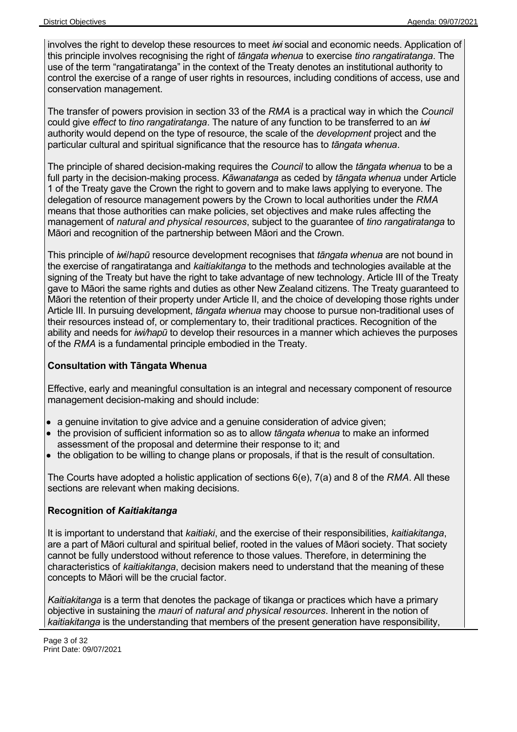involves the right to develop these resources to meet *iwi* social and economic needs. Application of this principle involves recognising the right of *tāngata whenua* to exercise *tino rangatiratanga*. The use of the term "rangatiratanga" in the context of the Treaty denotes an institutional authority to control the exercise of a range of user rights in resources, including conditions of access, use and conservation management.

The transfer of powers provision in section 33 of the *RMA* is a practical way in which the *Council* could give *effect* to *tino rangatiratanga*. The nature of any function to be transferred to an *iwi* authority would depend on the type of resource, the scale of the *development* project and the particular cultural and spiritual significance that the resource has to *tāngata whenua*.

The principle of shared decision-making requires the *Council* to allow the *tāngata whenua* to be a full party in the decision-making process. *Kāwanatanga* as ceded by *tāngata whenua* under Article 1 of the Treaty gave the Crown the right to govern and to make laws applying to everyone. The delegation of resource management powers by the Crown to local authorities under the *RMA* means that those authorities can make policies, set objectives and make rules affecting the management of *natural and physical resources*, subject to the guarantee of *tino rangatiratanga* to Māori and recognition of the partnership between Māori and the Crown.

This principle of *iwi*/*hapū* resource development recognises that *tāngata whenua* are not bound in the exercise of rangatiratanga and *kaitiakitanga* to the methods and technologies available at the signing of the Treaty but have the right to take advantage of new technology. Article III of the Treaty gave to Māori the same rights and duties as other New Zealand citizens. The Treaty guaranteed to Māori the retention of their property under Article II, and the choice of developing those rights under Article III. In pursuing development, *tāngata whenua* may choose to pursue non-traditional uses of their resources instead of, or complementary to, their traditional practices. Recognition of the ability and needs for *iwi/hapū* to develop their resources in a manner which achieves the purposes of the *RMA* is a fundamental principle embodied in the Treaty.

**Consultation with Tāngata Whenua**

Effective, early and meaningful consultation is an integral and necessary component of resource management decision-making and should include:

- a genuine invitation to give advice and a genuine consideration of advice given;
- the provision of sufficient information so as to allow *tāngata whenua* to make an informed assessment of the proposal and determine their response to it; and
- the obligation to be willing to change plans or proposals, if that is the result of consultation.

The Courts have adopted a holistic application of sections 6(e), 7(a) and 8 of the *RMA*. All these sections are relevant when making decisions.

**Recognition of *Kaitiakitanga***

It is important to understand that *kaitiaki*, and the exercise of their responsibilities, *kaitiakitanga*, are a part of Māori cultural and spiritual belief, rooted in the values of Māori society. That society cannot be fully understood without reference to those values. Therefore, in determining the characteristics of *kaitiakitanga*, decision makers need to understand that the meaning of these concepts to Māori will be the crucial factor.

*Kaitiakitanga* is a term that denotes the package of tikanga or practices which have a primary objective in sustaining the *mauri* of *natural and physical resources*. Inherent in the notion of *kaitiakitanga* is the understanding that members of the present generation have responsibility,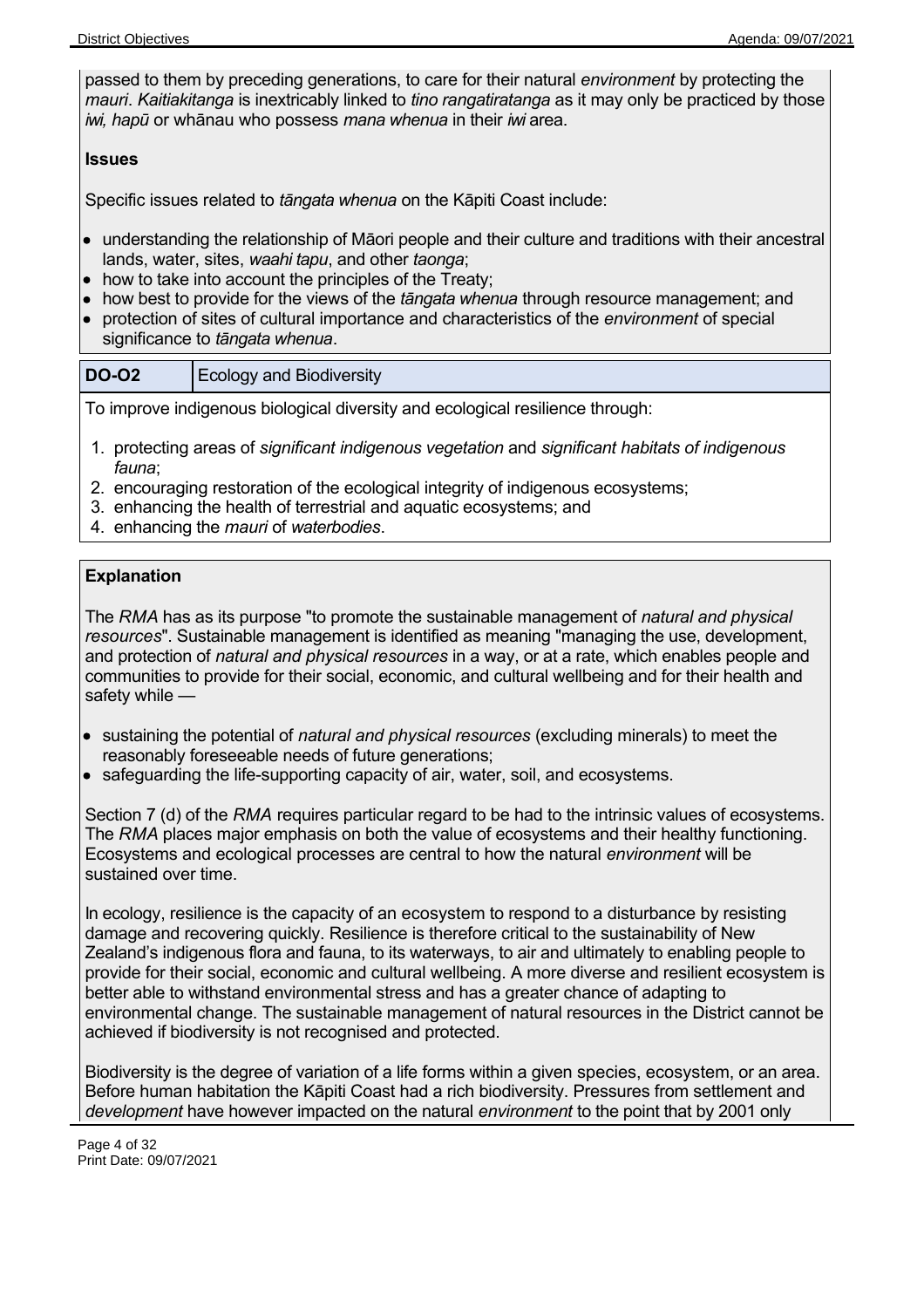passed to them by preceding generations, to care for their natural *environment* by protecting the *mauri*. *Kaitiakitanga* is inextricably linked to *tino rangatiratanga* as it may only be practiced by those *iwi, hapū* or whānau who possess *mana whenua* in their *iwi* area.

**Issues**

Specific issues related to *tāngata whenua* on the Kāpiti Coast include:

- understanding the relationship of Māori people and their culture and traditions with their ancestral lands, water, sites, *waahi tapu*, and other *taonga*;
- how to take into account the principles of the Treaty;
- how best to provide for the views of the *tāngata whenua* through resource management; and
- protection of sites of cultural importance and characteristics of the *environment* of special significance to *tāngata whenua*.

| **DO-O2** | Ecology and Biodiversity |
| --- | --- |

To improve indigenous biological diversity and ecological resilience through:

1. protecting areas of *significant indigenous vegetation* and *significant habitats of indigenous fauna*;
2. encouraging restoration of the ecological integrity of indigenous ecosystems;
3. enhancing the health of terrestrial and aquatic ecosystems; and
4. enhancing the *mauri* of *waterbodies*.

**Explanation**

The *RMA* has as its purpose "to promote the sustainable management of *natural and physical resources*". Sustainable management is identified as meaning "managing the use, development, and protection of *natural and physical resources* in a way, or at a rate, which enables people and communities to provide for their social, economic, and cultural wellbeing and for their health and safety while —

- sustaining the potential of *natural and physical resources* (excluding minerals) to meet the reasonably foreseeable needs of future generations;
- safeguarding the life-supporting capacity of air, water, soil, and ecosystems.

Section 7 (d) of the *RMA* requires particular regard to be had to the intrinsic values of ecosystems. The *RMA* places major emphasis on both the value of ecosystems and their healthy functioning. Ecosystems and ecological processes are central to how the natural *environment* will be sustained over time.

In ecology, resilience is the capacity of an ecosystem to respond to a disturbance by resisting damage and recovering quickly. Resilience is therefore critical to the sustainability of New Zealand's indigenous flora and fauna, to its waterways, to air and ultimately to enabling people to provide for their social, economic and cultural wellbeing. A more diverse and resilient ecosystem is better able to withstand environmental stress and has a greater chance of adapting to environmental change. The sustainable management of natural resources in the District cannot be achieved if biodiversity is not recognised and protected.

Biodiversity is the degree of variation of a life forms within a given species, ecosystem, or an area. Before human habitation the Kāpiti Coast had a rich biodiversity. Pressures from settlement and *development* have however impacted on the natural *environment* to the point that by 2001 only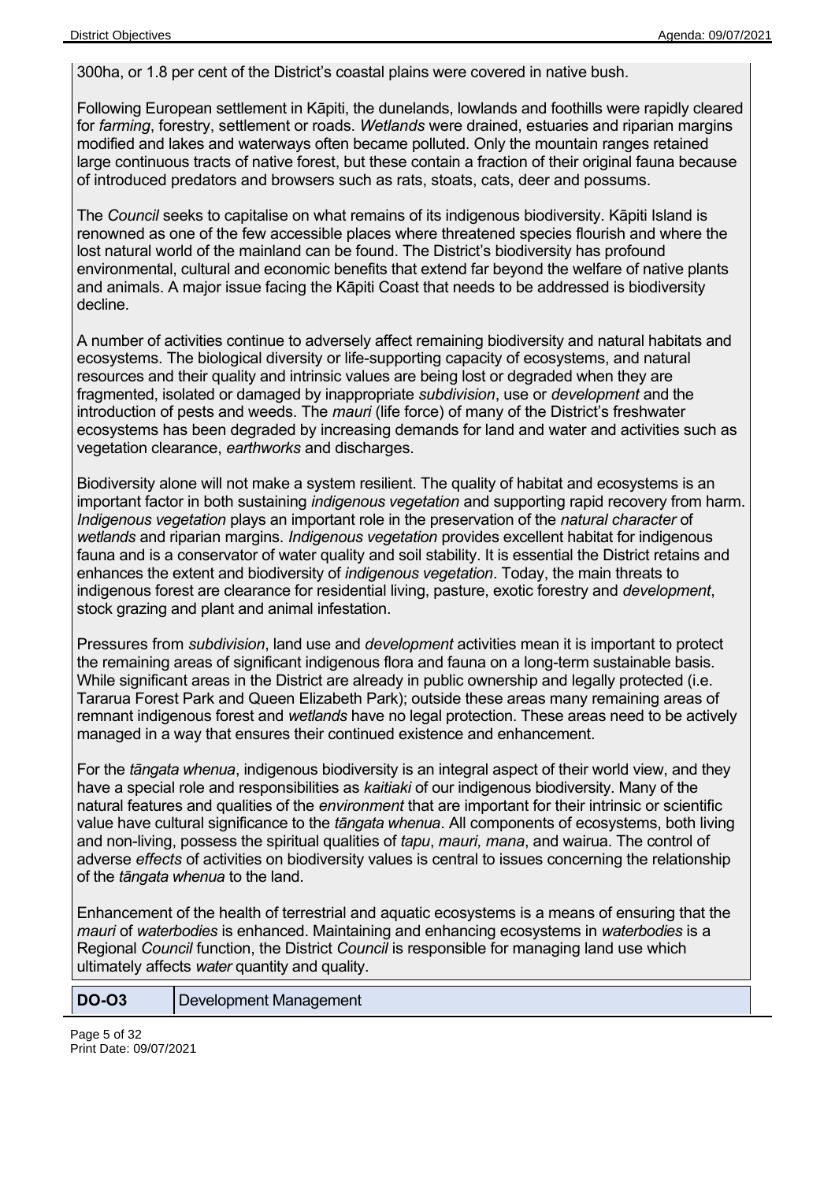300ha, or 1.8 per cent of the District's coastal plains were covered in native bush.

Following European settlement in Kāpiti, the dunelands, lowlands and foothills were rapidly cleared for *farming*, forestry, settlement or roads. *Wetlands* were drained, estuaries and riparian margins modified and lakes and waterways often became polluted. Only the mountain ranges retained large continuous tracts of native forest, but these contain a fraction of their original fauna because of introduced predators and browsers such as rats, stoats, cats, deer and possums.

The *Council* seeks to capitalise on what remains of its indigenous biodiversity. Kāpiti Island is renowned as one of the few accessible places where threatened species flourish and where the lost natural world of the mainland can be found. The District's biodiversity has profound environmental, cultural and economic benefits that extend far beyond the welfare of native plants and animals. A major issue facing the Kāpiti Coast that needs to be addressed is biodiversity decline.

A number of activities continue to adversely affect remaining biodiversity and natural habitats and ecosystems. The biological diversity or life-supporting capacity of ecosystems, and natural resources and their quality and intrinsic values are being lost or degraded when they are fragmented, isolated or damaged by inappropriate *subdivision*, use or *development* and the introduction of pests and weeds. The *mauri* (life force) of many of the District's freshwater ecosystems has been degraded by increasing demands for land and water and activities such as vegetation clearance, *earthworks* and discharges.

Biodiversity alone will not make a system resilient. The quality of habitat and ecosystems is an important factor in both sustaining *indigenous vegetation* and supporting rapid recovery from harm. *Indigenous vegetation* plays an important role in the preservation of the *natural character* of *wetlands* and riparian margins. *Indigenous vegetation* provides excellent habitat for indigenous fauna and is a conservator of water quality and soil stability. It is essential the District retains and enhances the extent and biodiversity of *indigenous vegetation*. Today, the main threats to indigenous forest are clearance for residential living, pasture, exotic forestry and *development*, stock grazing and plant and animal infestation.

Pressures from *subdivision*, land use and *development* activities mean it is important to protect the remaining areas of significant indigenous flora and fauna on a long-term sustainable basis. While significant areas in the District are already in public ownership and legally protected (i.e. Tararua Forest Park and Queen Elizabeth Park); outside these areas many remaining areas of remnant indigenous forest and *wetlands* have no legal protection. These areas need to be actively managed in a way that ensures their continued existence and enhancement.

For the *tāngata whenua*, indigenous biodiversity is an integral aspect of their world view, and they have a special role and responsibilities as *kaitiaki* of our indigenous biodiversity. Many of the natural features and qualities of the *environment* that are important for their intrinsic or scientific value have cultural significance to the *tāngata whenua*. All components of ecosystems, both living and non-living, possess the spiritual qualities of *tapu*, *mauri, mana*, and wairua. The control of adverse *effects* of activities on biodiversity values is central to issues concerning the relationship of the *tāngata whenua* to the land.

Enhancement of the health of terrestrial and aquatic ecosystems is a means of ensuring that the *mauri* of *waterbodies* is enhanced. Maintaining and enhancing ecosystems in *waterbodies* is a Regional *Council* function, the District *Council* is responsible for managing land use which ultimately affects *water* quantity and quality.

| **DO-O3** | Development Management |
|---|---|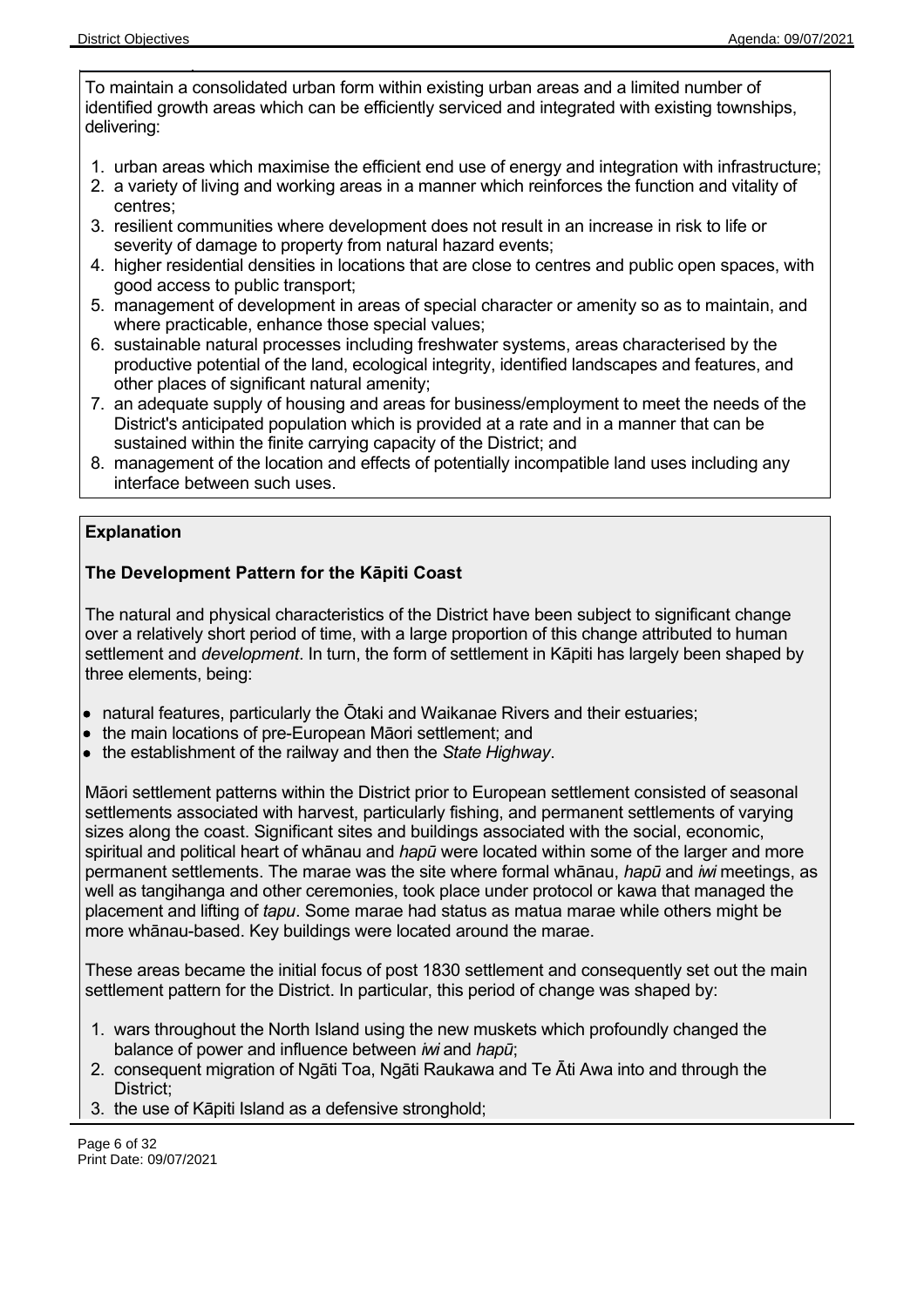To maintain a consolidated urban form within existing urban areas and a limited number of identified growth areas which can be efficiently serviced and integrated with existing townships, delivering:

1. urban areas which maximise the efficient end use of energy and integration with infrastructure;
2. a variety of living and working areas in a manner which reinforces the function and vitality of centres;
3. resilient communities where development does not result in an increase in risk to life or severity of damage to property from natural hazard events;
4. higher residential densities in locations that are close to centres and public open spaces, with good access to public transport;
5. management of development in areas of special character or amenity so as to maintain, and where practicable, enhance those special values;
6. sustainable natural processes including freshwater systems, areas characterised by the productive potential of the land, ecological integrity, identified landscapes and features, and other places of significant natural amenity;
7. an adequate supply of housing and areas for business/employment to meet the needs of the District's anticipated population which is provided at a rate and in a manner that can be sustained within the finite carrying capacity of the District; and
8. management of the location and effects of potentially incompatible land uses including any interface between such uses.

**Explanation**

**The Development Pattern for the Kāpiti Coast**

The natural and physical characteristics of the District have been subject to significant change over a relatively short period of time, with a large proportion of this change attributed to human settlement and *development*. In turn, the form of settlement in Kāpiti has largely been shaped by three elements, being:

- natural features, particularly the Ōtaki and Waikanae Rivers and their estuaries;
- the main locations of pre-European Māori settlement; and
- the establishment of the railway and then the *State Highway*.

Māori settlement patterns within the District prior to European settlement consisted of seasonal settlements associated with harvest, particularly fishing, and permanent settlements of varying sizes along the coast. Significant sites and buildings associated with the social, economic, spiritual and political heart of whānau and *hapū* were located within some of the larger and more permanent settlements. The marae was the site where formal whānau, *hapū* and *iwi* meetings, as well as tangihanga and other ceremonies, took place under protocol or kawa that managed the placement and lifting of *tapu*. Some marae had status as matua marae while others might be more whānau-based. Key buildings were located around the marae.

These areas became the initial focus of post 1830 settlement and consequently set out the main settlement pattern for the District. In particular, this period of change was shaped by:

1. wars throughout the North Island using the new muskets which profoundly changed the balance of power and influence between *iwi* and *hapū*;
2. consequent migration of Ngāti Toa, Ngāti Raukawa and Te Āti Awa into and through the District;
3. the use of Kāpiti Island as a defensive stronghold;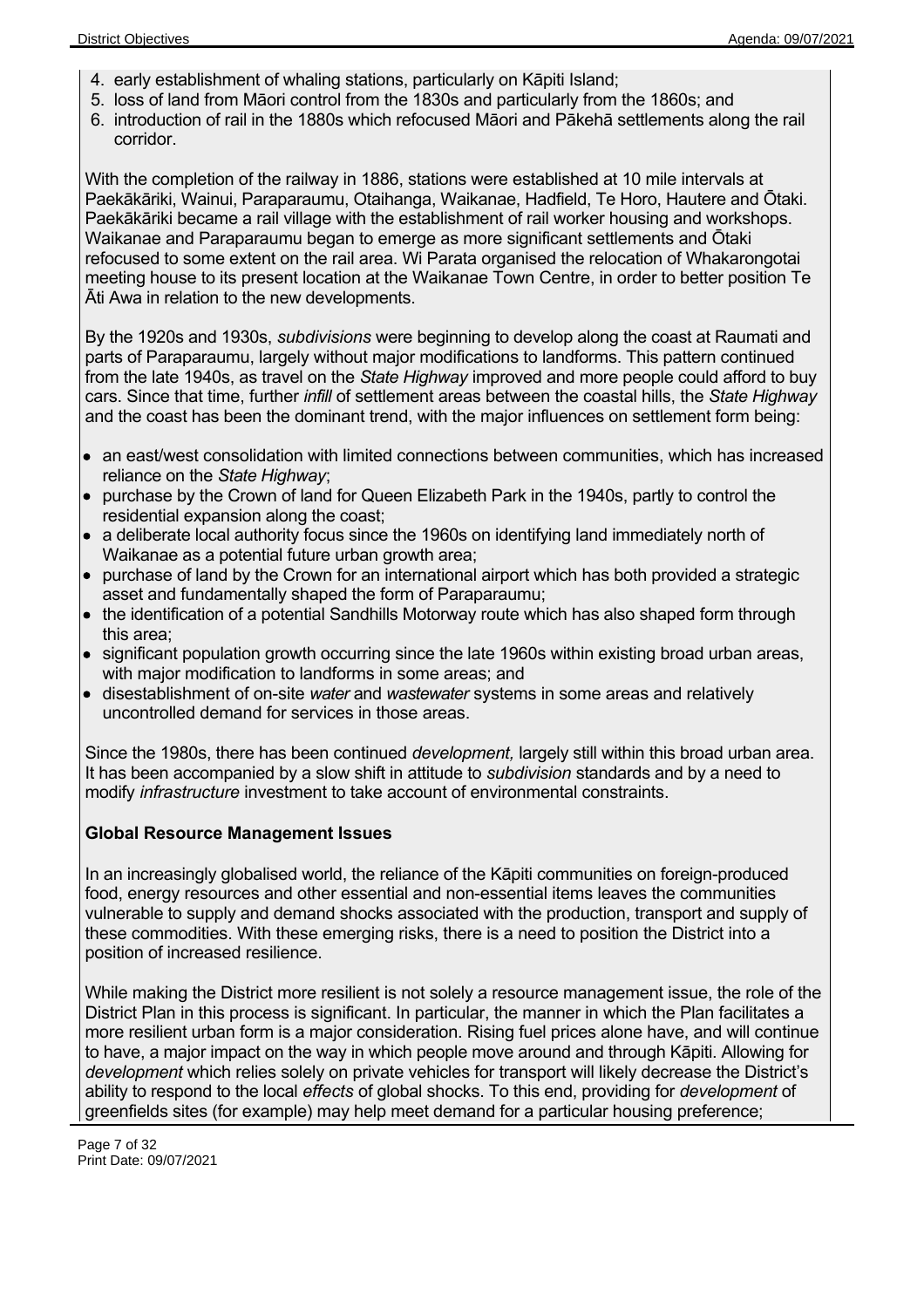4. early establishment of whaling stations, particularly on Kāpiti Island;
5. loss of land from Māori control from the 1830s and particularly from the 1860s; and
6. introduction of rail in the 1880s which refocused Māori and Pākehā settlements along the rail corridor.

With the completion of the railway in 1886, stations were established at 10 mile intervals at Paekākāriki, Wainui, Paraparaumu, Otaihanga, Waikanae, Hadfield, Te Horo, Hautere and Ōtaki. Paekākāriki became a rail village with the establishment of rail worker housing and workshops. Waikanae and Paraparaumu began to emerge as more significant settlements and Ōtaki refocused to some extent on the rail area. Wi Parata organised the relocation of Whakarongotai meeting house to its present location at the Waikanae Town Centre, in order to better position Te Āti Awa in relation to the new developments.

By the 1920s and 1930s, *subdivisions* were beginning to develop along the coast at Raumati and parts of Paraparaumu, largely without major modifications to landforms. This pattern continued from the late 1940s, as travel on the *State Highway* improved and more people could afford to buy cars. Since that time, further *infill* of settlement areas between the coastal hills, the *State Highway* and the coast has been the dominant trend, with the major influences on settlement form being:

- an east/west consolidation with limited connections between communities, which has increased reliance on the *State Highway*;
- purchase by the Crown of land for Queen Elizabeth Park in the 1940s, partly to control the residential expansion along the coast;
- a deliberate local authority focus since the 1960s on identifying land immediately north of Waikanae as a potential future urban growth area;
- purchase of land by the Crown for an international airport which has both provided a strategic asset and fundamentally shaped the form of Paraparaumu;
- the identification of a potential Sandhills Motorway route which has also shaped form through this area;
- significant population growth occurring since the late 1960s within existing broad urban areas, with major modification to landforms in some areas; and
- disestablishment of on-site *water* and *wastewater* systems in some areas and relatively uncontrolled demand for services in those areas.

Since the 1980s, there has been continued *development,* largely still within this broad urban area. It has been accompanied by a slow shift in attitude to *subdivision* standards and by a need to modify *infrastructure* investment to take account of environmental constraints.

**Global Resource Management Issues**

In an increasingly globalised world, the reliance of the Kāpiti communities on foreign-produced food, energy resources and other essential and non-essential items leaves the communities vulnerable to supply and demand shocks associated with the production, transport and supply of these commodities. With these emerging risks, there is a need to position the District into a position of increased resilience.

While making the District more resilient is not solely a resource management issue, the role of the District Plan in this process is significant. In particular, the manner in which the Plan facilitates a more resilient urban form is a major consideration. Rising fuel prices alone have, and will continue to have, a major impact on the way in which people move around and through Kāpiti. Allowing for *development* which relies solely on private vehicles for transport will likely decrease the District's ability to respond to the local *effects* of global shocks. To this end, providing for *development* of greenfields sites (for example) may help meet demand for a particular housing preference;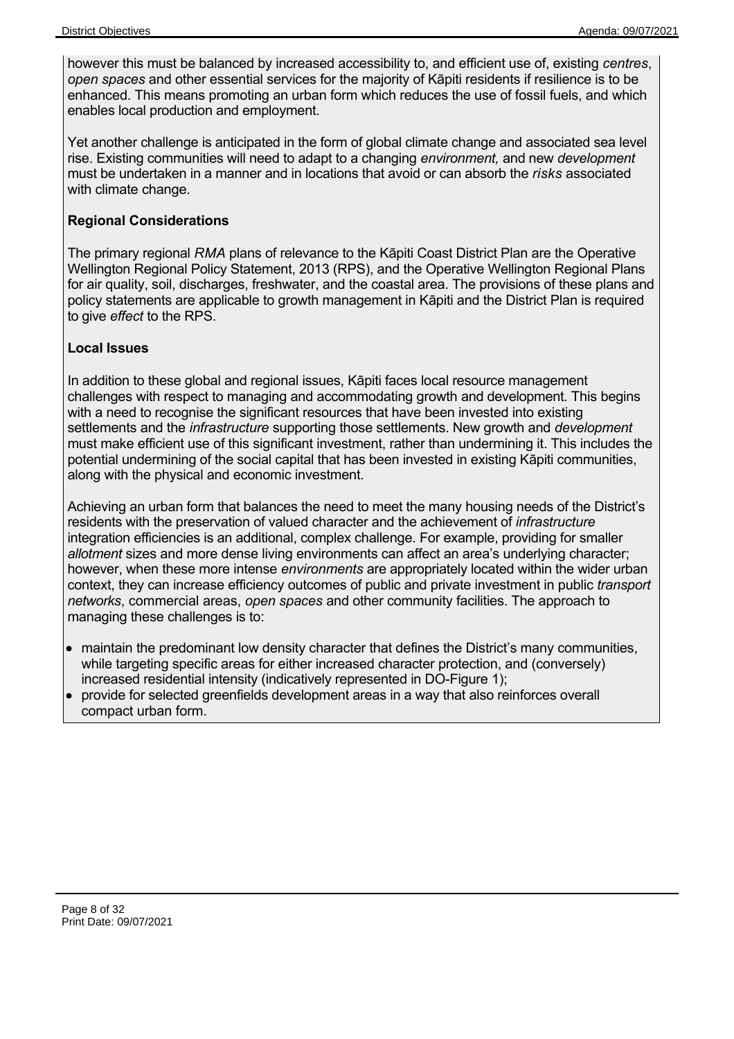however this must be balanced by increased accessibility to, and efficient use of, existing *centres*, *open spaces* and other essential services for the majority of Kāpiti residents if resilience is to be enhanced. This means promoting an urban form which reduces the use of fossil fuels, and which enables local production and employment.

Yet another challenge is anticipated in the form of global climate change and associated sea level rise. Existing communities will need to adapt to a changing *environment,* and new *development* must be undertaken in a manner and in locations that avoid or can absorb the *risks* associated with climate change.

**Regional Considerations**

The primary regional *RMA* plans of relevance to the Kāpiti Coast District Plan are the Operative Wellington Regional Policy Statement, 2013 (RPS), and the Operative Wellington Regional Plans for air quality, soil, discharges, freshwater, and the coastal area. The provisions of these plans and policy statements are applicable to growth management in Kāpiti and the District Plan is required to give *effect* to the RPS.

**Local Issues**

In addition to these global and regional issues, Kāpiti faces local resource management challenges with respect to managing and accommodating growth and development. This begins with a need to recognise the significant resources that have been invested into existing settlements and the *infrastructure* supporting those settlements. New growth and *development* must make efficient use of this significant investment, rather than undermining it. This includes the potential undermining of the social capital that has been invested in existing Kāpiti communities, along with the physical and economic investment.

Achieving an urban form that balances the need to meet the many housing needs of the District's residents with the preservation of valued character and the achievement of *infrastructure* integration efficiencies is an additional, complex challenge. For example, providing for smaller *allotment* sizes and more dense living environments can affect an area's underlying character; however, when these more intense *environments* are appropriately located within the wider urban context, they can increase efficiency outcomes of public and private investment in public *transport networks*, commercial areas, *open spaces* and other community facilities. The approach to managing these challenges is to:

- maintain the predominant low density character that defines the District's many communities, while targeting specific areas for either increased character protection, and (conversely) increased residential intensity (indicatively represented in DO-Figure 1);
- provide for selected greenfields development areas in a way that also reinforces overall compact urban form.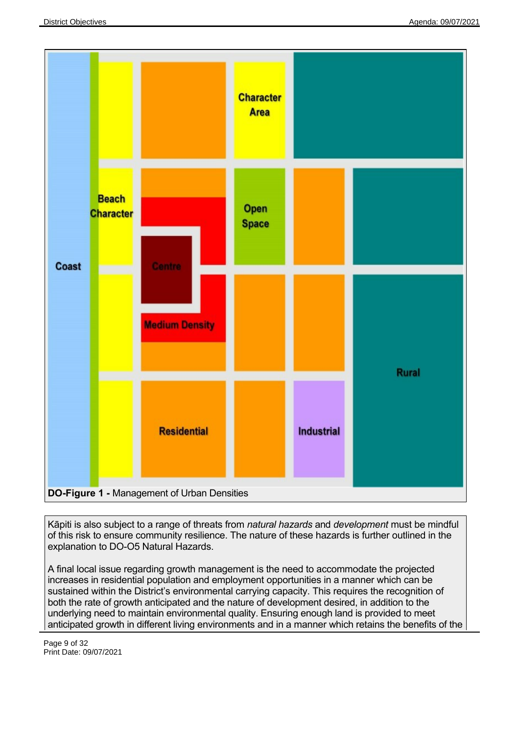**DO-Figure 1 -** Management of Urban Densities

Kāpiti is also subject to a range of threats from *natural hazards* and *development* must be mindful of this risk to ensure community resilience. The nature of these hazards is further outlined in the explanation to DO-O5 Natural Hazards.

A final local issue regarding growth management is the need to accommodate the projected increases in residential population and employment opportunities in a manner which can be sustained within the District's environmental carrying capacity. This requires the recognition of both the rate of growth anticipated and the nature of development desired, in addition to the underlying need to maintain environmental quality. Ensuring enough land is provided to meet anticipated growth in different living environments and in a manner which retains the benefits of the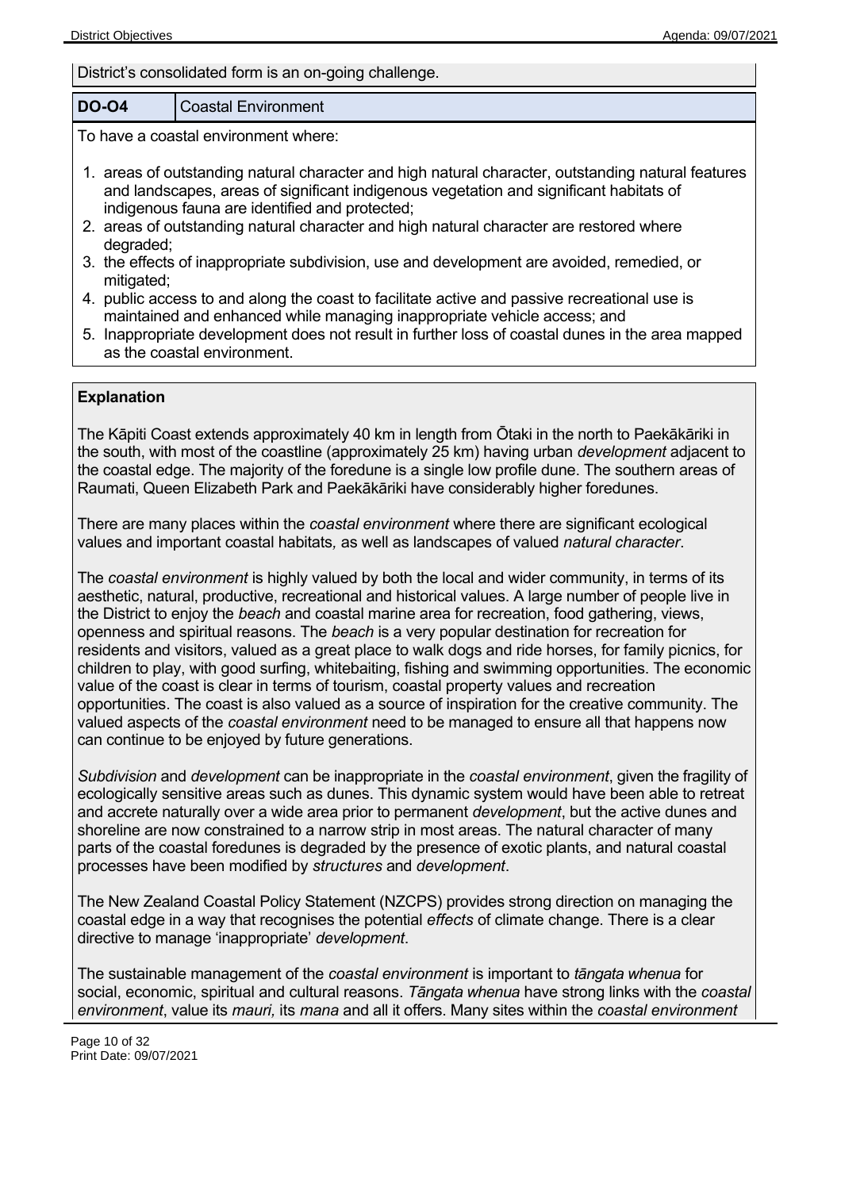District's consolidated form is an on-going challenge.

| **DO-O4** | Coastal Environment |
|---|---|

To have a coastal environment where:

1. areas of outstanding natural character and high natural character, outstanding natural features and landscapes, areas of significant indigenous vegetation and significant habitats of indigenous fauna are identified and protected;
2. areas of outstanding natural character and high natural character are restored where degraded;
3. the effects of inappropriate subdivision, use and development are avoided, remedied, or mitigated;
4. public access to and along the coast to facilitate active and passive recreational use is maintained and enhanced while managing inappropriate vehicle access; and
5. Inappropriate development does not result in further loss of coastal dunes in the area mapped as the coastal environment.

**Explanation**

The Kāpiti Coast extends approximately 40 km in length from Ōtaki in the north to Paekākāriki in the south, with most of the coastline (approximately 25 km) having urban *development* adjacent to the coastal edge. The majority of the foredune is a single low profile dune. The southern areas of Raumati, Queen Elizabeth Park and Paekākāriki have considerably higher foredunes.

There are many places within the *coastal environment* where there are significant ecological values and important coastal habitats*,* as well as landscapes of valued *natural character*.

The *coastal environment* is highly valued by both the local and wider community, in terms of its aesthetic, natural, productive, recreational and historical values. A large number of people live in the District to enjoy the *beach* and coastal marine area for recreation, food gathering, views, openness and spiritual reasons. The *beach* is a very popular destination for recreation for residents and visitors, valued as a great place to walk dogs and ride horses, for family picnics, for children to play, with good surfing, whitebaiting, fishing and swimming opportunities. The economic value of the coast is clear in terms of tourism, coastal property values and recreation opportunities. The coast is also valued as a source of inspiration for the creative community. The valued aspects of the *coastal environment* need to be managed to ensure all that happens now can continue to be enjoyed by future generations.

*Subdivision* and *development* can be inappropriate in the *coastal environment*, given the fragility of ecologically sensitive areas such as dunes. This dynamic system would have been able to retreat and accrete naturally over a wide area prior to permanent *development*, but the active dunes and shoreline are now constrained to a narrow strip in most areas. The natural character of many parts of the coastal foredunes is degraded by the presence of exotic plants, and natural coastal processes have been modified by *structures* and *development*.

The New Zealand Coastal Policy Statement (NZCPS) provides strong direction on managing the coastal edge in a way that recognises the potential *effects* of climate change. There is a clear directive to manage 'inappropriate' *development*.

The sustainable management of the *coastal environment* is important to *tāngata whenua* for social, economic, spiritual and cultural reasons. *Tāngata whenua* have strong links with the *coastal environment*, value its *mauri,* its *mana* and all it offers. Many sites within the *coastal environment*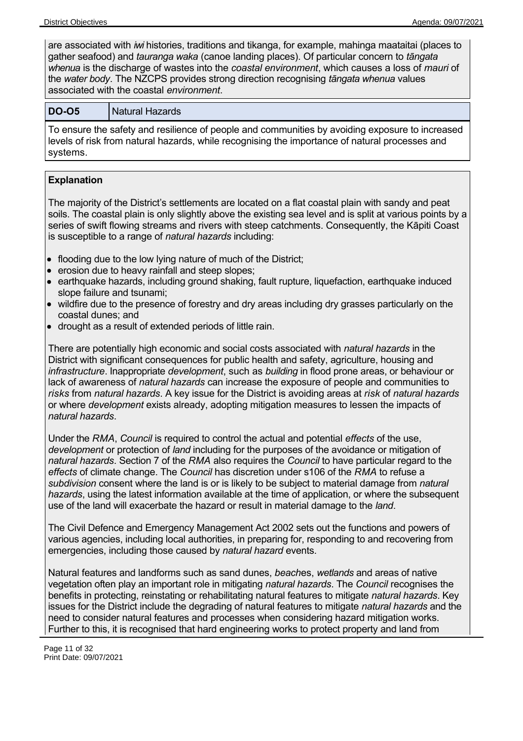are associated with *iwi* histories, traditions and tikanga, for example, mahinga maataitai (places to gather seafood) and *tauranga waka* (canoe landing places). Of particular concern to *tāngata whenua* is the discharge of wastes into the *coastal environment*, which causes a loss of *mauri* of the *water body*. The NZCPS provides strong direction recognising *tāngata whenua* values associated with the coastal *environment*.

| **DO-O5** | Natural Hazards |
| --- | --- |

To ensure the safety and resilience of people and communities by avoiding exposure to increased levels of risk from natural hazards, while recognising the importance of natural processes and systems.

**Explanation**

The majority of the District's settlements are located on a flat coastal plain with sandy and peat soils. The coastal plain is only slightly above the existing sea level and is split at various points by a series of swift flowing streams and rivers with steep catchments. Consequently, the Kāpiti Coast is susceptible to a range of *natural hazards* including:

- flooding due to the low lying nature of much of the District;
- erosion due to heavy rainfall and steep slopes;
- earthquake hazards, including ground shaking, fault rupture, liquefaction, earthquake induced slope failure and tsunami;
- wildfire due to the presence of forestry and dry areas including dry grasses particularly on the coastal dunes; and
- drought as a result of extended periods of little rain.

There are potentially high economic and social costs associated with *natural hazards* in the District with significant consequences for public health and safety, agriculture, housing and *infrastructure*. Inappropriate *development*, such as *building* in flood prone areas, or behaviour or lack of awareness of *natural hazards* can increase the exposure of people and communities to *risks* from *natural hazards*. A key issue for the District is avoiding areas at *risk* of *natural hazards* or where *development* exists already, adopting mitigation measures to lessen the impacts of *natural hazards*.

Under the *RMA*, *Council* is required to control the actual and potential *effects* of the use, *development* or protection of *land* including for the purposes of the avoidance or mitigation of *natural hazards*. Section 7 of the *RMA* also requires the *Council* to have particular regard to the *effects* of climate change. The *Council* has discretion under s106 of the *RMA* to refuse a *subdivision* consent where the land is or is likely to be subject to material damage from *natural hazards*, using the latest information available at the time of application, or where the subsequent use of the land will exacerbate the hazard or result in material damage to the *land*.

The Civil Defence and Emergency Management Act 2002 sets out the functions and powers of various agencies, including local authorities, in preparing for, responding to and recovering from emergencies, including those caused by *natural hazard* events.

Natural features and landforms such as sand dunes, *beach*es, *wetlands* and areas of native vegetation often play an important role in mitigating *natural hazards*. The *Council* recognises the benefits in protecting, reinstating or rehabilitating natural features to mitigate *natural hazards*. Key issues for the District include the degrading of natural features to mitigate *natural hazards* and the need to consider natural features and processes when considering hazard mitigation works. Further to this, it is recognised that hard engineering works to protect property and land from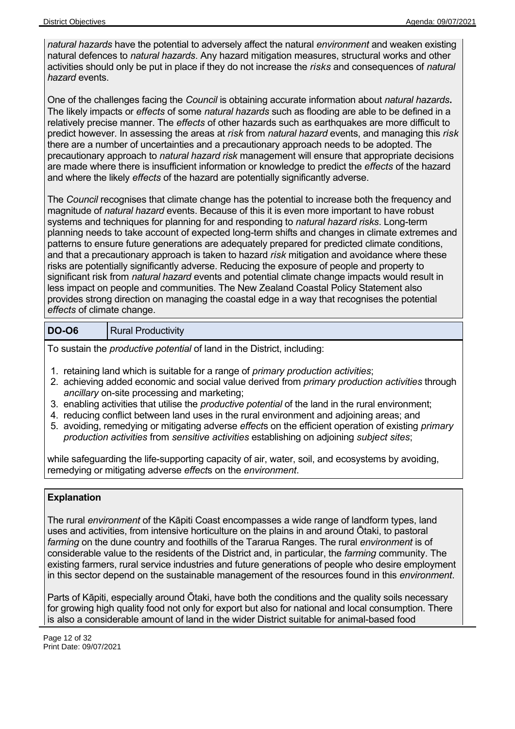*natural hazards* have the potential to adversely affect the natural *environment* and weaken existing natural defences to *natural hazards*. Any hazard mitigation measures, structural works and other activities should only be put in place if they do not increase the *risks* and consequences of *natural hazard* events.

One of the challenges facing the *Council* is obtaining accurate information about *natural hazards***.** The likely impacts or *effects* of some *natural hazards* such as flooding are able to be defined in a relatively precise manner. The *effects* of other hazards such as earthquakes are more difficult to predict however. In assessing the areas at *risk* from *natural hazard* events, and managing this *risk* there are a number of uncertainties and a precautionary approach needs to be adopted. The precautionary approach to *natural hazard risk* management will ensure that appropriate decisions are made where there is insufficient information or knowledge to predict the *effects* of the hazard and where the likely *effects* of the hazard are potentially significantly adverse.

The *Council* recognises that climate change has the potential to increase both the frequency and magnitude of *natural hazard* events. Because of this it is even more important to have robust systems and techniques for planning for and responding to *natural hazard risks*. Long-term planning needs to take account of expected long-term shifts and changes in climate extremes and patterns to ensure future generations are adequately prepared for predicted climate conditions, and that a precautionary approach is taken to hazard *risk* mitigation and avoidance where these risks are potentially significantly adverse. Reducing the exposure of people and property to significant risk from *natural hazard* events and potential climate change impacts would result in less impact on people and communities. The New Zealand Coastal Policy Statement also provides strong direction on managing the coastal edge in a way that recognises the potential *effects* of climate change.

| **DO-O6** | Rural Productivity |
|---|---|

To sustain the *productive potential* of land in the District, including:

1. retaining land which is suitable for a range of *primary production activities*;
2. achieving added economic and social value derived from *primary production activities* through *ancillary* on-site processing and marketing;
3. enabling activities that utilise the *productive potential* of the land in the rural environment;
4. reducing conflict between land uses in the rural environment and adjoining areas; and
5. avoiding, remedying or mitigating adverse *effect*s on the efficient operation of existing *primary production activities* from *sensitive activities* establishing on adjoining *subject sites*;

while safeguarding the life-supporting capacity of air, water, soil, and ecosystems by avoiding, remedying or mitigating adverse *effect*s on the *environment*.

**Explanation**

The rural *environment* of the Kāpiti Coast encompasses a wide range of landform types, land uses and activities, from intensive horticulture on the plains in and around Ōtaki, to pastoral *farming* on the dune country and foothills of the Tararua Ranges. The rural *environment* is of considerable value to the residents of the District and, in particular, the *farming* community. The existing farmers, rural service industries and future generations of people who desire employment in this sector depend on the sustainable management of the resources found in this *environment*.

Parts of Kāpiti, especially around Ōtaki, have both the conditions and the quality soils necessary for growing high quality food not only for export but also for national and local consumption. There is also a considerable amount of land in the wider District suitable for animal-based food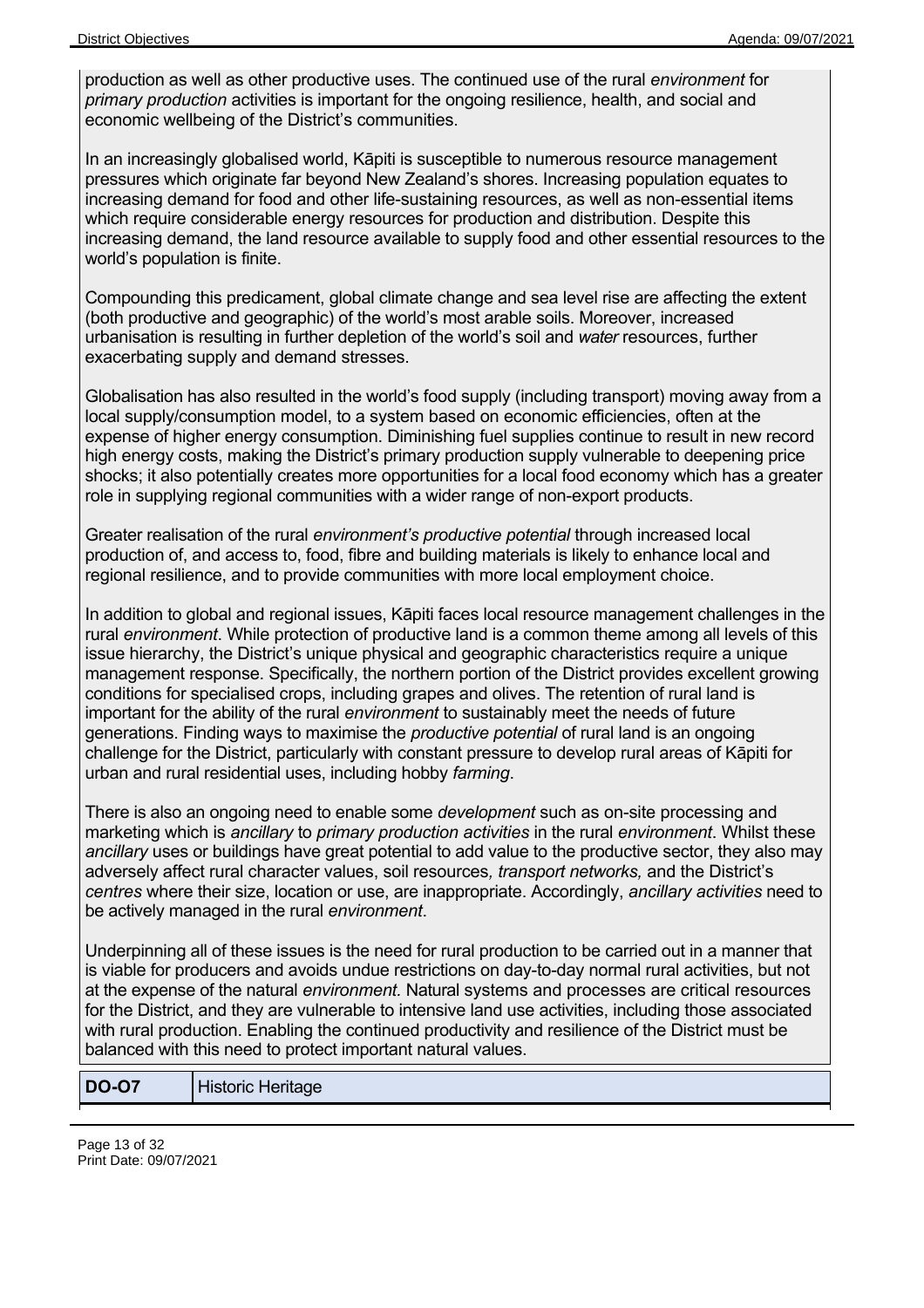production as well as other productive uses. The continued use of the rural *environment* for *primary production* activities is important for the ongoing resilience, health, and social and economic wellbeing of the District's communities.

In an increasingly globalised world, Kāpiti is susceptible to numerous resource management pressures which originate far beyond New Zealand's shores. Increasing population equates to increasing demand for food and other life-sustaining resources, as well as non-essential items which require considerable energy resources for production and distribution. Despite this increasing demand, the land resource available to supply food and other essential resources to the world's population is finite.

Compounding this predicament, global climate change and sea level rise are affecting the extent (both productive and geographic) of the world's most arable soils. Moreover, increased urbanisation is resulting in further depletion of the world's soil and *water* resources, further exacerbating supply and demand stresses.

Globalisation has also resulted in the world's food supply (including transport) moving away from a local supply/consumption model, to a system based on economic efficiencies, often at the expense of higher energy consumption. Diminishing fuel supplies continue to result in new record high energy costs, making the District's primary production supply vulnerable to deepening price shocks; it also potentially creates more opportunities for a local food economy which has a greater role in supplying regional communities with a wider range of non-export products.

Greater realisation of the rural *environment's productive potential* through increased local production of, and access to, food, fibre and building materials is likely to enhance local and regional resilience, and to provide communities with more local employment choice.

In addition to global and regional issues, Kāpiti faces local resource management challenges in the rural *environment*. While protection of productive land is a common theme among all levels of this issue hierarchy, the District's unique physical and geographic characteristics require a unique management response. Specifically, the northern portion of the District provides excellent growing conditions for specialised crops, including grapes and olives. The retention of rural land is important for the ability of the rural *environment* to sustainably meet the needs of future generations. Finding ways to maximise the *productive potential* of rural land is an ongoing challenge for the District, particularly with constant pressure to develop rural areas of Kāpiti for urban and rural residential uses, including hobby *farming*.

There is also an ongoing need to enable some *development* such as on-site processing and marketing which is *ancillary* to *primary production activities* in the rural *environment*. Whilst these *ancillary* uses or buildings have great potential to add value to the productive sector, they also may adversely affect rural character values, soil resources*, transport networks,* and the District's *centres* where their size, location or use, are inappropriate. Accordingly, *ancillary activities* need to be actively managed in the rural *environment*.

Underpinning all of these issues is the need for rural production to be carried out in a manner that is viable for producers and avoids undue restrictions on day-to-day normal rural activities, but not at the expense of the natural *environment.* Natural systems and processes are critical resources for the District, and they are vulnerable to intensive land use activities, including those associated with rural production. Enabling the continued productivity and resilience of the District must be balanced with this need to protect important natural values.

| **DO-O7** | Historic Heritage |
|---|---|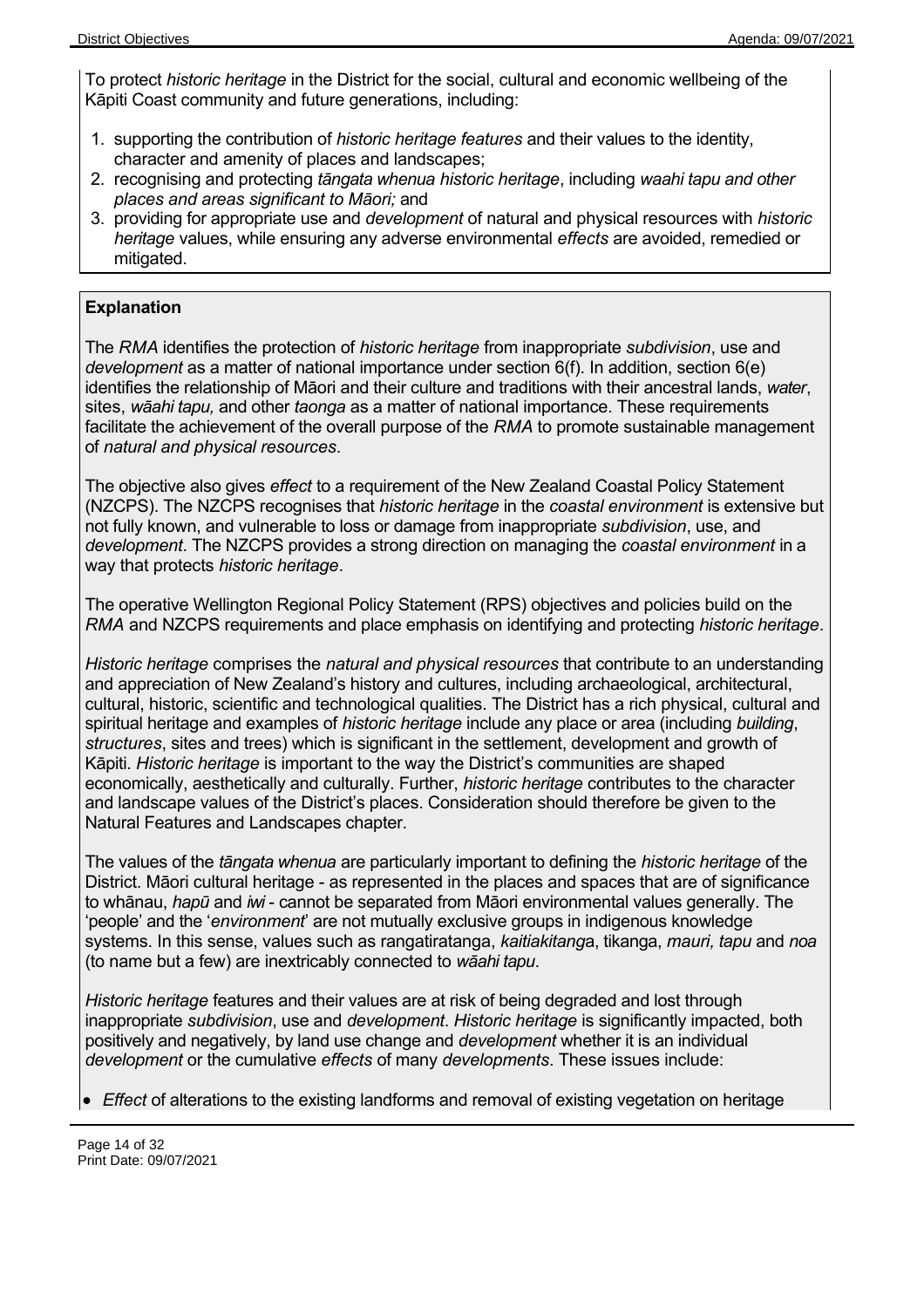To protect *historic heritage* in the District for the social, cultural and economic wellbeing of the Kāpiti Coast community and future generations, including:

1. supporting the contribution of *historic heritage features* and their values to the identity, character and amenity of places and landscapes;
2. recognising and protecting *tāngata whenua historic heritage*, including *waahi tapu and other places and areas significant to Māori;* and
3. providing for appropriate use and *development* of natural and physical resources with *historic heritage* values, while ensuring any adverse environmental *effects* are avoided, remedied or mitigated.

**Explanation**

The *RMA* identifies the protection of *historic heritage* from inappropriate *subdivision*, use and *development* as a matter of national importance under section 6(f). In addition, section 6(e) identifies the relationship of Māori and their culture and traditions with their ancestral lands, *water*, sites, *wāahi tapu,* and other *taonga* as a matter of national importance. These requirements facilitate the achievement of the overall purpose of the *RMA* to promote sustainable management of *natural and physical resources*.

The objective also gives *effect* to a requirement of the New Zealand Coastal Policy Statement (NZCPS). The NZCPS recognises that *historic heritage* in the *coastal environment* is extensive but not fully known, and vulnerable to loss or damage from inappropriate *subdivision*, use, and *development*. The NZCPS provides a strong direction on managing the *coastal environment* in a way that protects *historic heritage*.

The operative Wellington Regional Policy Statement (RPS) objectives and policies build on the *RMA* and NZCPS requirements and place emphasis on identifying and protecting *historic heritage*.

*Historic heritage* comprises the *natural and physical resources* that contribute to an understanding and appreciation of New Zealand's history and cultures, including archaeological, architectural, cultural, historic, scientific and technological qualities. The District has a rich physical, cultural and spiritual heritage and examples of *historic heritage* include any place or area (including *building*, *structures*, sites and trees) which is significant in the settlement, development and growth of Kāpiti. *Historic heritage* is important to the way the District's communities are shaped economically, aesthetically and culturally. Further, *historic heritage* contributes to the character and landscape values of the District's places. Consideration should therefore be given to the Natural Features and Landscapes chapter.

The values of the *tāngata whenua* are particularly important to defining the *historic heritage* of the District. Māori cultural heritage - as represented in the places and spaces that are of significance to whānau, *hapū* and *iwi* - cannot be separated from Māori environmental values generally. The 'people' and the '*environment*' are not mutually exclusive groups in indigenous knowledge systems. In this sense, values such as rangatiratanga, *kaitiakitanga*, tikanga, *mauri, tapu* and *noa* (to name but a few) are inextricably connected to *wāahi tapu.*

*Historic heritage* features and their values are at risk of being degraded and lost through inappropriate *subdivision*, use and *development*. *Historic heritage* is significantly impacted, both positively and negatively, by land use change and *development* whether it is an individual *development* or the cumulative *effects* of many *developments*. These issues include:

- *Effect* of alterations to the existing landforms and removal of existing vegetation on heritage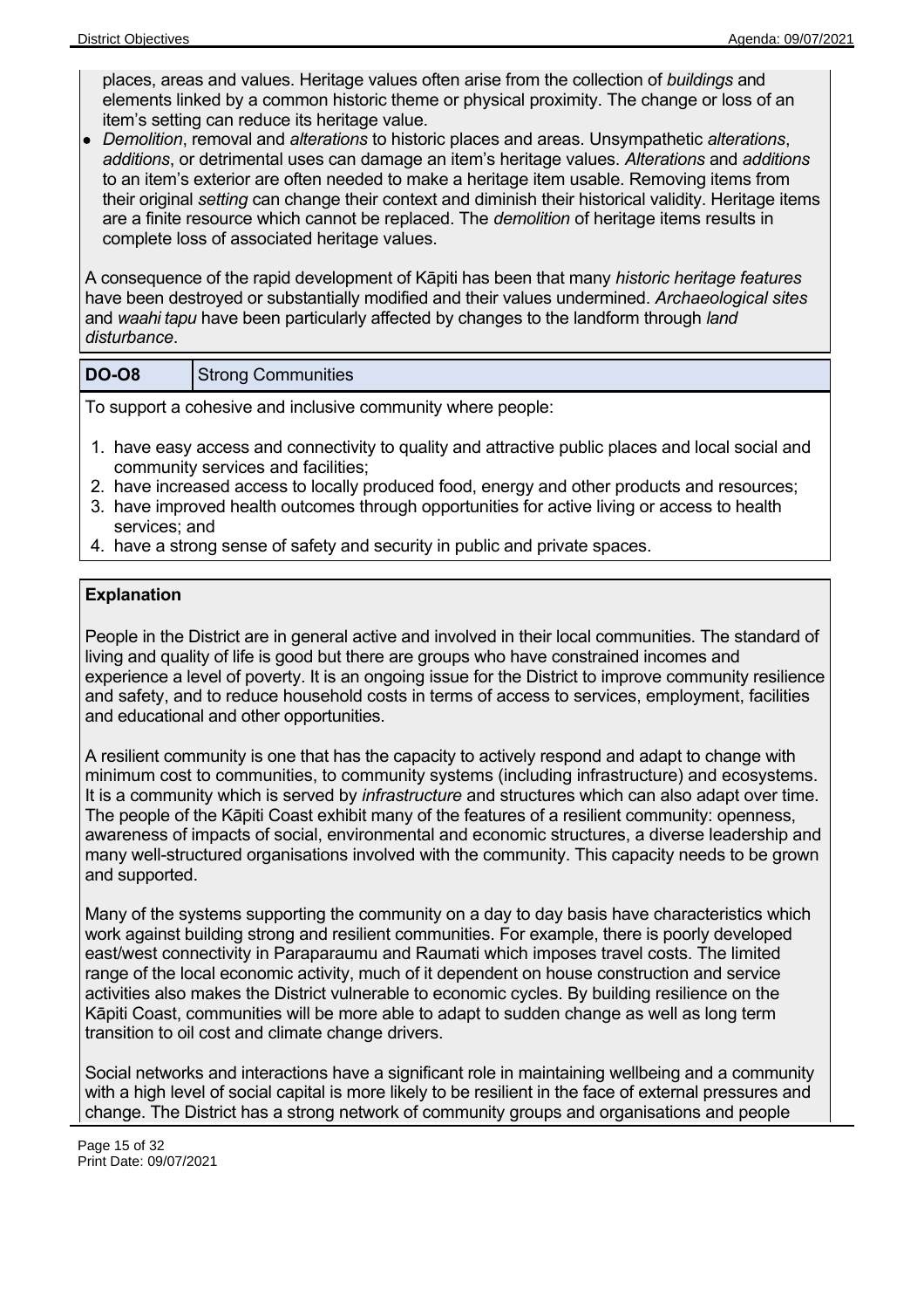places, areas and values. Heritage values often arise from the collection of *buildings* and elements linked by a common historic theme or physical proximity. The change or loss of an item's setting can reduce its heritage value.

- *Demolition*, removal and *alterations* to historic places and areas. Unsympathetic *alterations*, *additions*, or detrimental uses can damage an item's heritage values. *Alterations* and *additions* to an item's exterior are often needed to make a heritage item usable. Removing items from their original *setting* can change their context and diminish their historical validity. Heritage items are a finite resource which cannot be replaced. The *demolition* of heritage items results in complete loss of associated heritage values.

A consequence of the rapid development of Kāpiti has been that many *historic heritage features* have been destroyed or substantially modified and their values undermined. *Archaeological sites* and *waahi tapu* have been particularly affected by changes to the landform through *land disturbance*.

| **DO-O8** | Strong Communities |
| --- | --- |

To support a cohesive and inclusive community where people:

1. have easy access and connectivity to quality and attractive public places and local social and community services and facilities;
2. have increased access to locally produced food, energy and other products and resources;
3. have improved health outcomes through opportunities for active living or access to health services; and
4. have a strong sense of safety and security in public and private spaces.

**Explanation**

People in the District are in general active and involved in their local communities. The standard of living and quality of life is good but there are groups who have constrained incomes and experience a level of poverty. It is an ongoing issue for the District to improve community resilience and safety, and to reduce household costs in terms of access to services, employment, facilities and educational and other opportunities.

A resilient community is one that has the capacity to actively respond and adapt to change with minimum cost to communities, to community systems (including infrastructure) and ecosystems. It is a community which is served by *infrastructure* and structures which can also adapt over time. The people of the Kāpiti Coast exhibit many of the features of a resilient community: openness, awareness of impacts of social, environmental and economic structures, a diverse leadership and many well-structured organisations involved with the community. This capacity needs to be grown and supported.

Many of the systems supporting the community on a day to day basis have characteristics which work against building strong and resilient communities. For example, there is poorly developed east/west connectivity in Paraparaumu and Raumati which imposes travel costs. The limited range of the local economic activity, much of it dependent on house construction and service activities also makes the District vulnerable to economic cycles. By building resilience on the Kāpiti Coast, communities will be more able to adapt to sudden change as well as long term transition to oil cost and climate change drivers.

Social networks and interactions have a significant role in maintaining wellbeing and a community with a high level of social capital is more likely to be resilient in the face of external pressures and change. The District has a strong network of community groups and organisations and people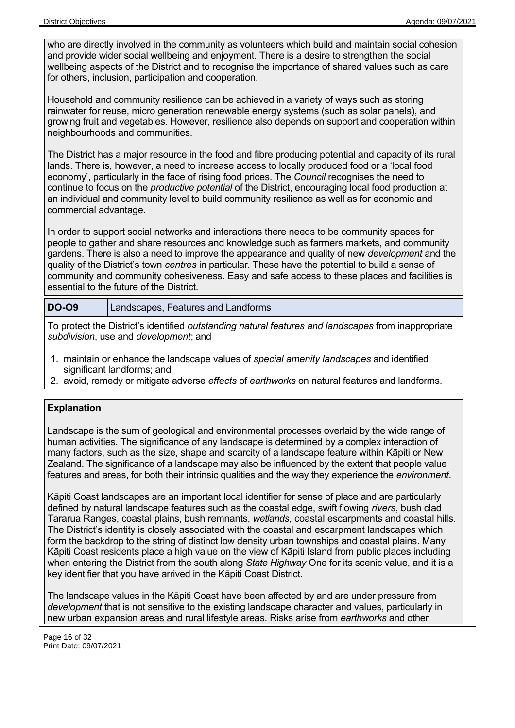who are directly involved in the community as volunteers which build and maintain social cohesion and provide wider social wellbeing and enjoyment. There is a desire to strengthen the social wellbeing aspects of the District and to recognise the importance of shared values such as care for others, inclusion, participation and cooperation.

Household and community resilience can be achieved in a variety of ways such as storing rainwater for reuse, micro generation renewable energy systems (such as solar panels), and growing fruit and vegetables. However, resilience also depends on support and cooperation within neighbourhoods and communities.

The District has a major resource in the food and fibre producing potential and capacity of its rural lands. There is, however, a need to increase access to locally produced food or a 'local food economy', particularly in the face of rising food prices. The *Council* recognises the need to continue to focus on the *productive potential* of the District, encouraging local food production at an individual and community level to build community resilience as well as for economic and commercial advantage.

In order to support social networks and interactions there needs to be community spaces for people to gather and share resources and knowledge such as farmers markets, and community gardens. There is also a need to improve the appearance and quality of new *development* and the quality of the District's town *centres* in particular. These have the potential to build a sense of community and community cohesiveness. Easy and safe access to these places and facilities is essential to the future of the District.

| **DO-O9** | Landscapes, Features and Landforms |
|---|---|

To protect the District's identified *outstanding natural features and landscapes* from inappropriate *subdivision*, use and *development*; and

1. maintain or enhance the landscape values of *special amenity landscapes* and identified significant landforms; and
2. avoid, remedy or mitigate adverse *effects* of *earthworks* on natural features and landforms.

**Explanation**

Landscape is the sum of geological and environmental processes overlaid by the wide range of human activities. The significance of any landscape is determined by a complex interaction of many factors, such as the size, shape and scarcity of a landscape feature within Kāpiti or New Zealand. The significance of a landscape may also be influenced by the extent that people value features and areas, for both their intrinsic qualities and the way they experience the *environment*.

Kāpiti Coast landscapes are an important local identifier for sense of place and are particularly defined by natural landscape features such as the coastal edge, swift flowing *rivers*, bush clad Tararua Ranges, coastal plains, bush remnants, *wetlands*, coastal escarpments and coastal hills. The District's identity is closely associated with the coastal and escarpment landscapes which form the backdrop to the string of distinct low density urban townships and coastal plains. Many Kāpiti Coast residents place a high value on the view of Kāpiti Island from public places including when entering the District from the south along *State Highway* One for its scenic value, and it is a key identifier that you have arrived in the Kāpiti Coast District.

The landscape values in the Kāpiti Coast have been affected by and are under pressure from *development* that is not sensitive to the existing landscape character and values, particularly in new urban expansion areas and rural lifestyle areas. Risks arise from *earthworks* and other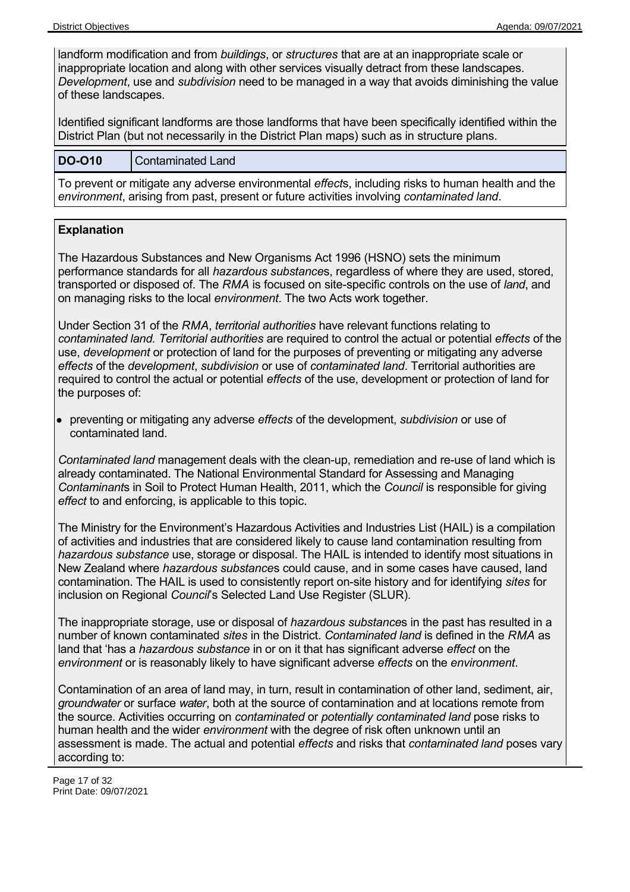landform modification and from *buildings*, or *structures* that are at an inappropriate scale or inappropriate location and along with other services visually detract from these landscapes. *Development*, use and *subdivision* need to be managed in a way that avoids diminishing the value of these landscapes.

Identified significant landforms are those landforms that have been specifically identified within the District Plan (but not necessarily in the District Plan maps) such as in structure plans.

| **DO-O10** | Contaminated Land |
| --- | --- |

To prevent or mitigate any adverse environmental *effect*s, including risks to human health and the *environment*, arising from past, present or future activities involving *contaminated land*.

**Explanation**

The Hazardous Substances and New Organisms Act 1996 (HSNO) sets the minimum performance standards for all *hazardous substance*s, regardless of where they are used, stored, transported or disposed of. The *RMA* is focused on site-specific controls on the use of *land*, and on managing risks to the local *environment*. The two Acts work together.

Under Section 31 of the *RMA*, *territorial authorities* have relevant functions relating to *contaminated land. Territorial authorities* are required to control the actual or potential *effects* of the use, *development* or protection of land for the purposes of preventing or mitigating any adverse *effects* of the *development*, *subdivision* or use of *contaminated land*. Territorial authorities are required to control the actual or potential *effects* of the use, development or protection of land for the purposes of:

- preventing or mitigating any adverse *effects* of the development, *subdivision* or use of contaminated land.

*Contaminated land* management deals with the clean-up, remediation and re-use of land which is already contaminated. The National Environmental Standard for Assessing and Managing *Contaminant*s in Soil to Protect Human Health, 2011, which the *Council* is responsible for giving *effect* to and enforcing, is applicable to this topic.

The Ministry for the Environment's Hazardous Activities and Industries List (HAIL) is a compilation of activities and industries that are considered likely to cause land contamination resulting from *hazardous substance* use, storage or disposal. The HAIL is intended to identify most situations in New Zealand where *hazardous substance*s could cause, and in some cases have caused, land contamination. The HAIL is used to consistently report on-site history and for identifying *sites* for inclusion on Regional *Council*'s Selected Land Use Register (SLUR).

The inappropriate storage, use or disposal of *hazardous substance*s in the past has resulted in a number of known contaminated *sites* in the District. *Contaminated land* is defined in the *RMA* as land that 'has a *hazardous substance* in or on it that has significant adverse *effect* on the *environment* or is reasonably likely to have significant adverse *effects* on the *environment*.

Contamination of an area of land may, in turn, result in contamination of other land, sediment, air, *groundwater* or surface *water*, both at the source of contamination and at locations remote from the source. Activities occurring on *contaminated* or *potentially contaminated land* pose risks to human health and the wider *environment* with the degree of risk often unknown until an assessment is made. The actual and potential *effects* and risks that *contaminated land* poses vary according to: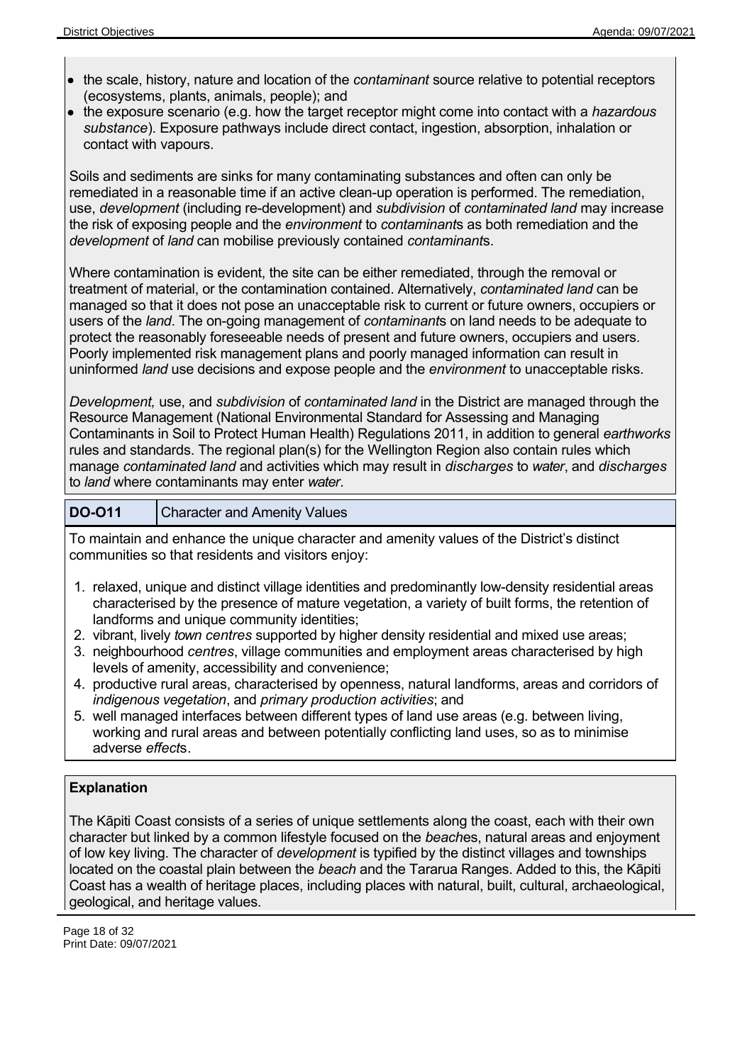- the scale, history, nature and location of the *contaminant* source relative to potential receptors (ecosystems, plants, animals, people); and
- the exposure scenario (e.g. how the target receptor might come into contact with a *hazardous substance*). Exposure pathways include direct contact, ingestion, absorption, inhalation or contact with vapours.

Soils and sediments are sinks for many contaminating substances and often can only be remediated in a reasonable time if an active clean-up operation is performed. The remediation, use, *development* (including re-development) and *subdivision* of *contaminated land* may increase the risk of exposing people and the *environment* to *contaminant*s as both remediation and the *development* of *land* can mobilise previously contained *contaminant*s.

Where contamination is evident, the site can be either remediated, through the removal or treatment of material, or the contamination contained. Alternatively, *contaminated land* can be managed so that it does not pose an unacceptable risk to current or future owners, occupiers or users of the *land*. The on-going management of *contaminant*s on land needs to be adequate to protect the reasonably foreseeable needs of present and future owners, occupiers and users. Poorly implemented risk management plans and poorly managed information can result in uninformed *land* use decisions and expose people and the *environment* to unacceptable risks.

*Development,* use, and *subdivision* of *contaminated land* in the District are managed through the Resource Management (National Environmental Standard for Assessing and Managing Contaminants in Soil to Protect Human Health) Regulations 2011, in addition to general *earthworks* rules and standards. The regional plan(s) for the Wellington Region also contain rules which manage *contaminated land* and activities which may result in *discharges* to *water*, and *discharges* to *land* where contaminants may enter *water*.

| **DO-O11** | Character and Amenity Values |
|---|---|

To maintain and enhance the unique character and amenity values of the District's distinct communities so that residents and visitors enjoy:

1. relaxed, unique and distinct village identities and predominantly low-density residential areas characterised by the presence of mature vegetation, a variety of built forms, the retention of landforms and unique community identities;
2. vibrant, lively *town centres* supported by higher density residential and mixed use areas;
3. neighbourhood *centres*, village communities and employment areas characterised by high levels of amenity, accessibility and convenience;
4. productive rural areas, characterised by openness, natural landforms, areas and corridors of *indigenous vegetation*, and *primary production activities*; and
5. well managed interfaces between different types of land use areas (e.g. between living, working and rural areas and between potentially conflicting land uses, so as to minimise adverse *effect*s.

**Explanation**

The Kāpiti Coast consists of a series of unique settlements along the coast, each with their own character but linked by a common lifestyle focused on the *beach*es, natural areas and enjoyment of low key living. The character of *development* is typified by the distinct villages and townships located on the coastal plain between the *beach* and the Tararua Ranges. Added to this, the Kāpiti Coast has a wealth of heritage places, including places with natural, built, cultural, archaeological, geological, and heritage values.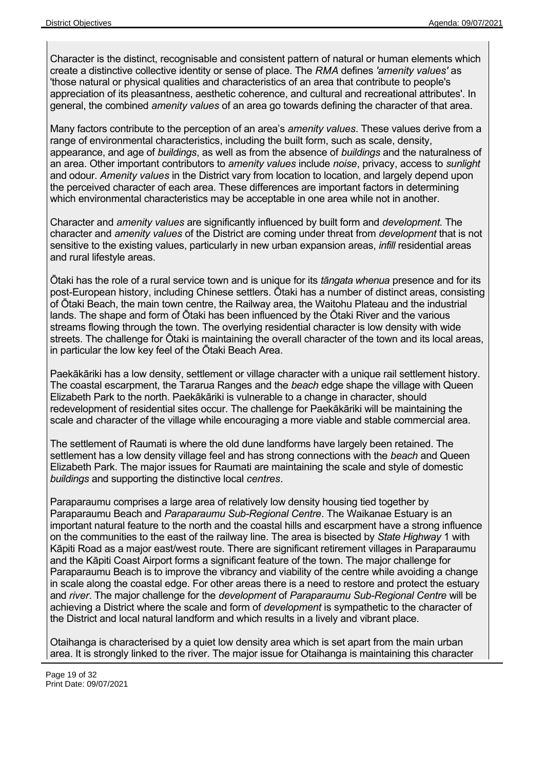Character is the distinct, recognisable and consistent pattern of natural or human elements which create a distinctive collective identity or sense of place. The *RMA* defines *'amenity values'* as 'those natural or physical qualities and characteristics of an area that contribute to people's appreciation of its pleasantness, aesthetic coherence, and cultural and recreational attributes'. In general, the combined *amenity values* of an area go towards defining the character of that area.

Many factors contribute to the perception of an area's *amenity values*. These values derive from a range of environmental characteristics, including the built form, such as scale, density, appearance, and age of *buildings*, as well as from the absence of *buildings* and the naturalness of an area. Other important contributors to *amenity values* include *noise*, privacy, access to *sunlight* and odour. *Amenity values* in the District vary from location to location, and largely depend upon the perceived character of each area. These differences are important factors in determining which environmental characteristics may be acceptable in one area while not in another.

Character and *amenity values* are significantly influenced by built form and *development*. The character and *amenity values* of the District are coming under threat from *development* that is not sensitive to the existing values, particularly in new urban expansion areas, *infill* residential areas and rural lifestyle areas.

Ōtaki has the role of a rural service town and is unique for its *tāngata whenua* presence and for its post-European history, including Chinese settlers. Ōtaki has a number of distinct areas, consisting of Ōtaki Beach, the main town centre, the Railway area, the Waitohu Plateau and the industrial lands. The shape and form of Ōtaki has been influenced by the Ōtaki River and the various streams flowing through the town. The overlying residential character is low density with wide streets. The challenge for Ōtaki is maintaining the overall character of the town and its local areas, in particular the low key feel of the Ōtaki Beach Area.

Paekākāriki has a low density, settlement or village character with a unique rail settlement history. The coastal escarpment, the Tararua Ranges and the *beach* edge shape the village with Queen Elizabeth Park to the north. Paekākāriki is vulnerable to a change in character, should redevelopment of residential sites occur. The challenge for Paekākāriki will be maintaining the scale and character of the village while encouraging a more viable and stable commercial area.

The settlement of Raumati is where the old dune landforms have largely been retained. The settlement has a low density village feel and has strong connections with the *beach* and Queen Elizabeth Park. The major issues for Raumati are maintaining the scale and style of domestic *buildings* and supporting the distinctive local *centres*.

Paraparaumu comprises a large area of relatively low density housing tied together by Paraparaumu Beach and *Paraparaumu Sub-Regional Centre*. The Waikanae Estuary is an important natural feature to the north and the coastal hills and escarpment have a strong influence on the communities to the east of the railway line. The area is bisected by *State Highway* 1 with Kāpiti Road as a major east/west route. There are significant retirement villages in Paraparaumu and the Kāpiti Coast Airport forms a significant feature of the town. The major challenge for Paraparaumu Beach is to improve the vibrancy and viability of the centre while avoiding a change in scale along the coastal edge. For other areas there is a need to restore and protect the estuary and *river*. The major challenge for the *development* of *Paraparaumu Sub-Regional Centre* will be achieving a District where the scale and form of *development* is sympathetic to the character of the District and local natural landform and which results in a lively and vibrant place.

Otaihanga is characterised by a quiet low density area which is set apart from the main urban area. It is strongly linked to the river. The major issue for Otaihanga is maintaining this character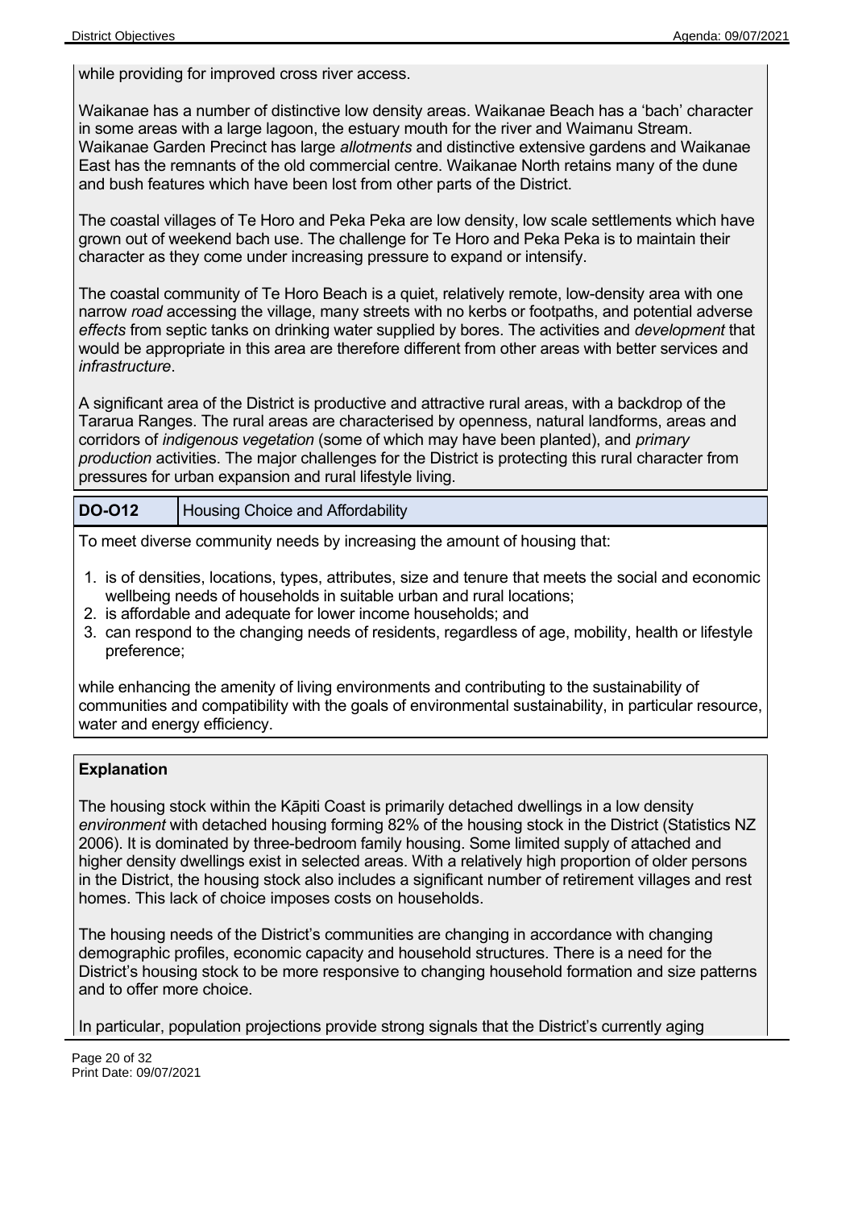while providing for improved cross river access.

Waikanae has a number of distinctive low density areas. Waikanae Beach has a 'bach' character in some areas with a large lagoon, the estuary mouth for the river and Waimanu Stream. Waikanae Garden Precinct has large *allotments* and distinctive extensive gardens and Waikanae East has the remnants of the old commercial centre. Waikanae North retains many of the dune and bush features which have been lost from other parts of the District.

The coastal villages of Te Horo and Peka Peka are low density, low scale settlements which have grown out of weekend bach use. The challenge for Te Horo and Peka Peka is to maintain their character as they come under increasing pressure to expand or intensify.

The coastal community of Te Horo Beach is a quiet, relatively remote, low-density area with one narrow *road* accessing the village, many streets with no kerbs or footpaths, and potential adverse *effects* from septic tanks on drinking water supplied by bores. The activities and *development* that would be appropriate in this area are therefore different from other areas with better services and *infrastructure*.

A significant area of the District is productive and attractive rural areas, with a backdrop of the Tararua Ranges. The rural areas are characterised by openness, natural landforms, areas and corridors of *indigenous vegetation* (some of which may have been planted), and *primary production* activities. The major challenges for the District is protecting this rural character from pressures for urban expansion and rural lifestyle living.

| **DO-O12** | Housing Choice and Affordability |
|---|---|

To meet diverse community needs by increasing the amount of housing that:

1. is of densities, locations, types, attributes, size and tenure that meets the social and economic wellbeing needs of households in suitable urban and rural locations;
2. is affordable and adequate for lower income households; and
3. can respond to the changing needs of residents, regardless of age, mobility, health or lifestyle preference;

while enhancing the amenity of living environments and contributing to the sustainability of communities and compatibility with the goals of environmental sustainability, in particular resource, water and energy efficiency.

**Explanation**

The housing stock within the Kāpiti Coast is primarily detached dwellings in a low density *environment* with detached housing forming 82% of the housing stock in the District (Statistics NZ 2006). It is dominated by three-bedroom family housing. Some limited supply of attached and higher density dwellings exist in selected areas. With a relatively high proportion of older persons in the District, the housing stock also includes a significant number of retirement villages and rest homes. This lack of choice imposes costs on households.

The housing needs of the District's communities are changing in accordance with changing demographic profiles, economic capacity and household structures. There is a need for the District's housing stock to be more responsive to changing household formation and size patterns and to offer more choice.

In particular, population projections provide strong signals that the District's currently aging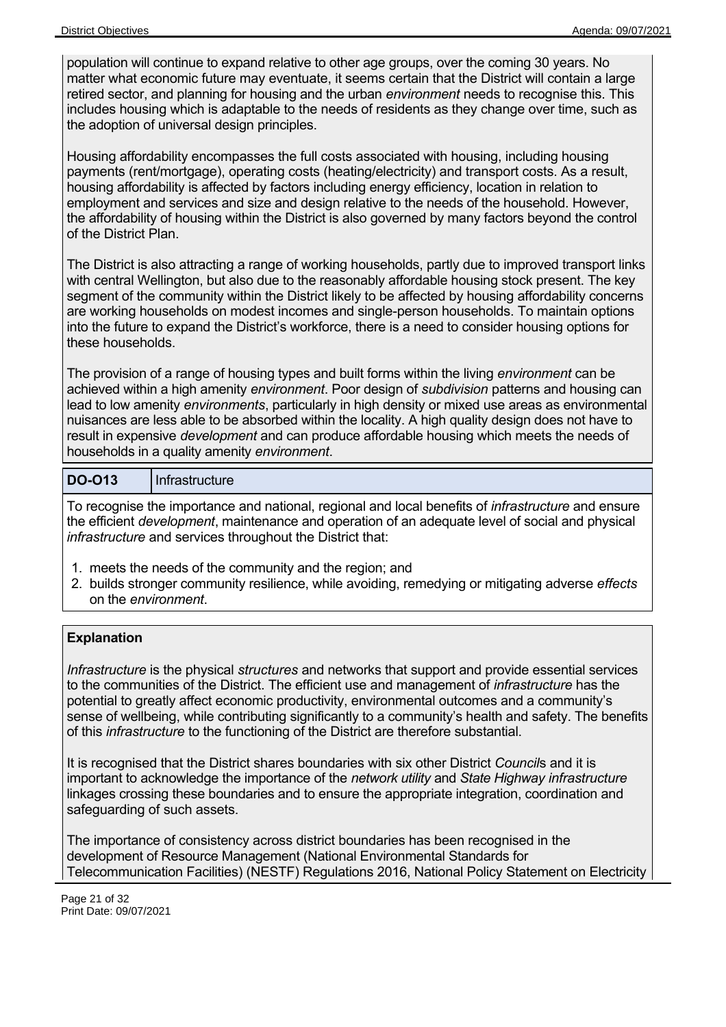population will continue to expand relative to other age groups, over the coming 30 years. No matter what economic future may eventuate, it seems certain that the District will contain a large retired sector, and planning for housing and the urban *environment* needs to recognise this. This includes housing which is adaptable to the needs of residents as they change over time, such as the adoption of universal design principles.

Housing affordability encompasses the full costs associated with housing, including housing payments (rent/mortgage), operating costs (heating/electricity) and transport costs. As a result, housing affordability is affected by factors including energy efficiency, location in relation to employment and services and size and design relative to the needs of the household. However, the affordability of housing within the District is also governed by many factors beyond the control of the District Plan.

The District is also attracting a range of working households, partly due to improved transport links with central Wellington, but also due to the reasonably affordable housing stock present. The key segment of the community within the District likely to be affected by housing affordability concerns are working households on modest incomes and single-person households. To maintain options into the future to expand the District's workforce, there is a need to consider housing options for these households.

The provision of a range of housing types and built forms within the living *environment* can be achieved within a high amenity *environment*. Poor design of *subdivision* patterns and housing can lead to low amenity *environments*, particularly in high density or mixed use areas as environmental nuisances are less able to be absorbed within the locality. A high quality design does not have to result in expensive *development* and can produce affordable housing which meets the needs of households in a quality amenity *environment*.

| **DO-O13** | Infrastructure |
|---|---|

To recognise the importance and national, regional and local benefits of *infrastructure* and ensure the efficient *development*, maintenance and operation of an adequate level of social and physical *infrastructure* and services throughout the District that:

1. meets the needs of the community and the region; and
2. builds stronger community resilience, while avoiding, remedying or mitigating adverse *effects* on the *environment*.

**Explanation**

*Infrastructure* is the physical *structures* and networks that support and provide essential services to the communities of the District. The efficient use and management of *infrastructure* has the potential to greatly affect economic productivity, environmental outcomes and a community's sense of wellbeing, while contributing significantly to a community's health and safety. The benefits of this *infrastructure* to the functioning of the District are therefore substantial.

It is recognised that the District shares boundaries with six other District *Council*s and it is important to acknowledge the importance of the *network utility* and *State Highway infrastructure* linkages crossing these boundaries and to ensure the appropriate integration, coordination and safeguarding of such assets.

The importance of consistency across district boundaries has been recognised in the development of Resource Management (National Environmental Standards for Telecommunication Facilities) (NESTF) Regulations 2016, National Policy Statement on Electricity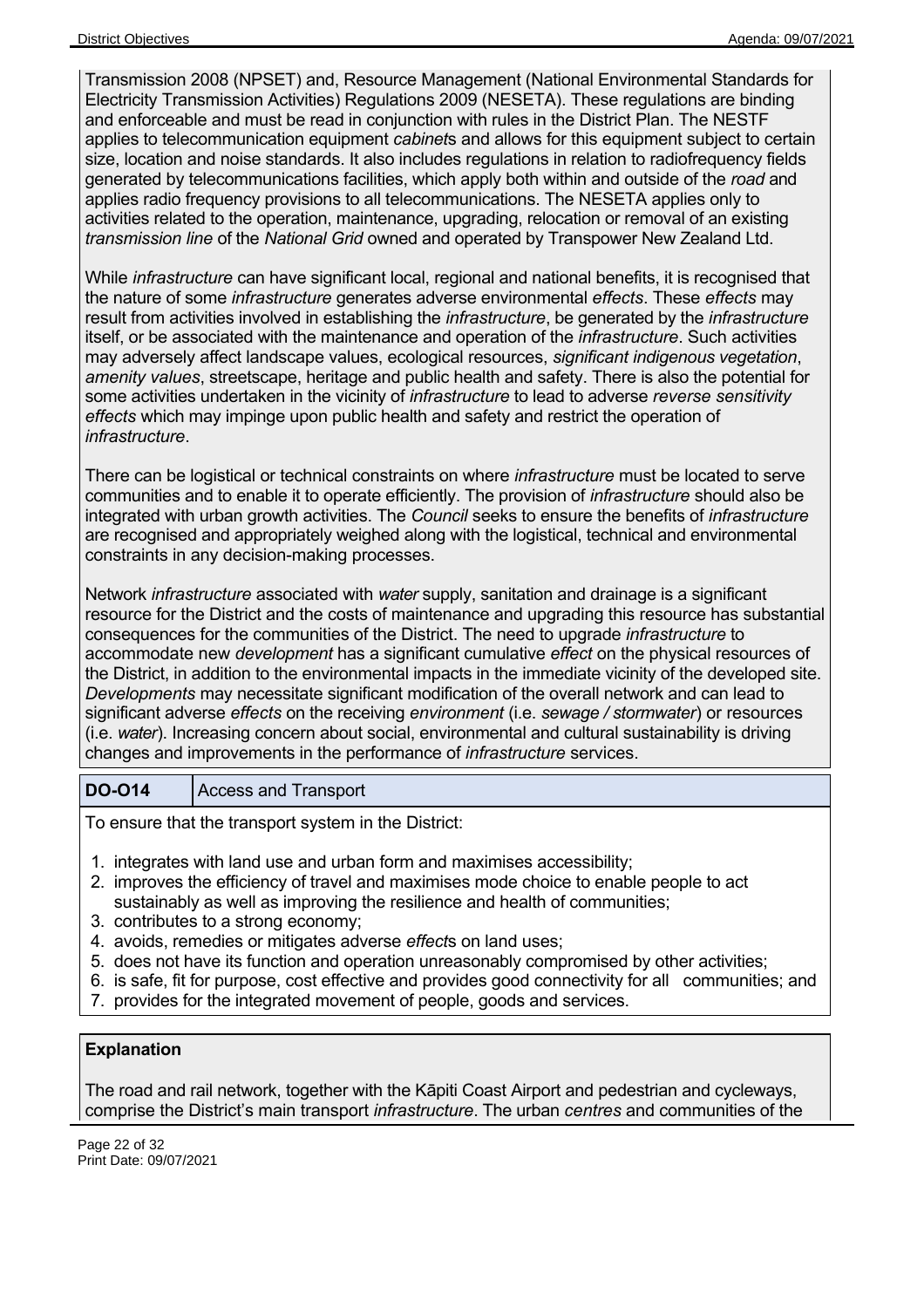Transmission 2008 (NPSET) and, Resource Management (National Environmental Standards for Electricity Transmission Activities) Regulations 2009 (NESETA). These regulations are binding and enforceable and must be read in conjunction with rules in the District Plan. The NESTF applies to telecommunication equipment *cabinet*s and allows for this equipment subject to certain size, location and noise standards. It also includes regulations in relation to radiofrequency fields generated by telecommunications facilities, which apply both within and outside of the *road* and applies radio frequency provisions to all telecommunications. The NESETA applies only to activities related to the operation, maintenance, upgrading, relocation or removal of an existing *transmission line* of the *National Grid* owned and operated by Transpower New Zealand Ltd.

While *infrastructure* can have significant local, regional and national benefits, it is recognised that the nature of some *infrastructure* generates adverse environmental *effects*. These *effects* may result from activities involved in establishing the *infrastructure*, be generated by the *infrastructure* itself, or be associated with the maintenance and operation of the *infrastructure*. Such activities may adversely affect landscape values, ecological resources, *significant indigenous vegetation*, *amenity values*, streetscape, heritage and public health and safety. There is also the potential for some activities undertaken in the vicinity of *infrastructure* to lead to adverse *reverse sensitivity effects* which may impinge upon public health and safety and restrict the operation of *infrastructure*.

There can be logistical or technical constraints on where *infrastructure* must be located to serve communities and to enable it to operate efficiently. The provision of *infrastructure* should also be integrated with urban growth activities. The *Council* seeks to ensure the benefits of *infrastructure* are recognised and appropriately weighed along with the logistical, technical and environmental constraints in any decision-making processes.

Network *infrastructure* associated with *water* supply, sanitation and drainage is a significant resource for the District and the costs of maintenance and upgrading this resource has substantial consequences for the communities of the District. The need to upgrade *infrastructure* to accommodate new *development* has a significant cumulative *effect* on the physical resources of the District, in addition to the environmental impacts in the immediate vicinity of the developed site. *Developments* may necessitate significant modification of the overall network and can lead to significant adverse *effects* on the receiving *environment* (i.e. *sewage / stormwater*) or resources (i.e. *water*). Increasing concern about social, environmental and cultural sustainability is driving changes and improvements in the performance of *infrastructure* services.

| **DO-O14** | Access and Transport |
|---|---|

To ensure that the transport system in the District:

1. integrates with land use and urban form and maximises accessibility;
2. improves the efficiency of travel and maximises mode choice to enable people to act sustainably as well as improving the resilience and health of communities;
3. contributes to a strong economy;
4. avoids, remedies or mitigates adverse *effect*s on land uses;
5. does not have its function and operation unreasonably compromised by other activities;
6. is safe, fit for purpose, cost effective and provides good connectivity for all communities; and
7. provides for the integrated movement of people, goods and services.

**Explanation**

The road and rail network, together with the Kāpiti Coast Airport and pedestrian and cycleways, comprise the District's main transport *infrastructure*. The urban *centres* and communities of the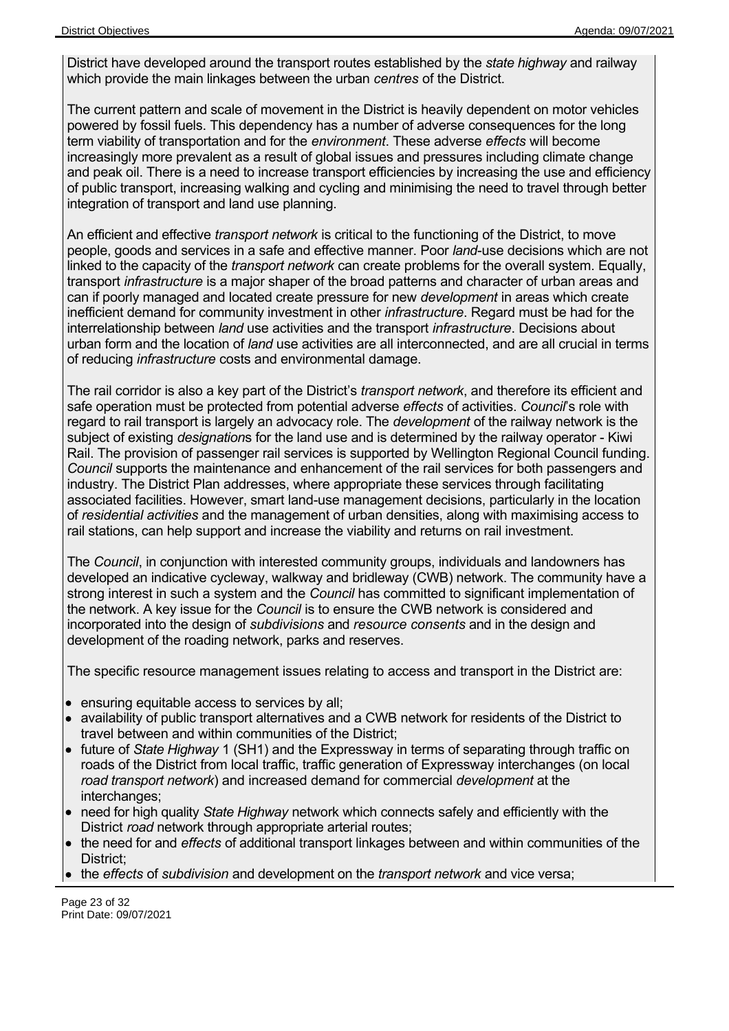District have developed around the transport routes established by the *state highway* and railway which provide the main linkages between the urban *centres* of the District.

The current pattern and scale of movement in the District is heavily dependent on motor vehicles powered by fossil fuels. This dependency has a number of adverse consequences for the long term viability of transportation and for the *environment*. These adverse *effects* will become increasingly more prevalent as a result of global issues and pressures including climate change and peak oil. There is a need to increase transport efficiencies by increasing the use and efficiency of public transport, increasing walking and cycling and minimising the need to travel through better integration of transport and land use planning.

An efficient and effective *transport network* is critical to the functioning of the District, to move people, goods and services in a safe and effective manner. Poor *land*-use decisions which are not linked to the capacity of the *transport network* can create problems for the overall system. Equally, transport *infrastructure* is a major shaper of the broad patterns and character of urban areas and can if poorly managed and located create pressure for new *development* in areas which create inefficient demand for community investment in other *infrastructure*. Regard must be had for the interrelationship between *land* use activities and the transport *infrastructure*. Decisions about urban form and the location of *land* use activities are all interconnected, and are all crucial in terms of reducing *infrastructure* costs and environmental damage.

The rail corridor is also a key part of the District's *transport network*, and therefore its efficient and safe operation must be protected from potential adverse *effects* of activities. *Council*'s role with regard to rail transport is largely an advocacy role. The *development* of the railway network is the subject of existing *designation*s for the land use and is determined by the railway operator - Kiwi Rail. The provision of passenger rail services is supported by Wellington Regional Council funding. *Council* supports the maintenance and enhancement of the rail services for both passengers and industry. The District Plan addresses, where appropriate these services through facilitating associated facilities. However, smart land-use management decisions, particularly in the location of *residential activities* and the management of urban densities, along with maximising access to rail stations, can help support and increase the viability and returns on rail investment.

The *Council*, in conjunction with interested community groups, individuals and landowners has developed an indicative cycleway, walkway and bridleway (CWB) network. The community have a strong interest in such a system and the *Council* has committed to significant implementation of the network. A key issue for the *Council* is to ensure the CWB network is considered and incorporated into the design of *subdivisions* and *resource consents* and in the design and development of the roading network, parks and reserves.

The specific resource management issues relating to access and transport in the District are:

- ensuring equitable access to services by all;
- availability of public transport alternatives and a CWB network for residents of the District to travel between and within communities of the District;
- future of *State Highway* 1 (SH1) and the Expressway in terms of separating through traffic on roads of the District from local traffic, traffic generation of Expressway interchanges (on local *road transport network*) and increased demand for commercial *development* at the interchanges;
- need for high quality *State Highway* network which connects safely and efficiently with the District *road* network through appropriate arterial routes;
- the need for and *effects* of additional transport linkages between and within communities of the District;
- the *effects* of *subdivision* and development on the *transport network* and vice versa;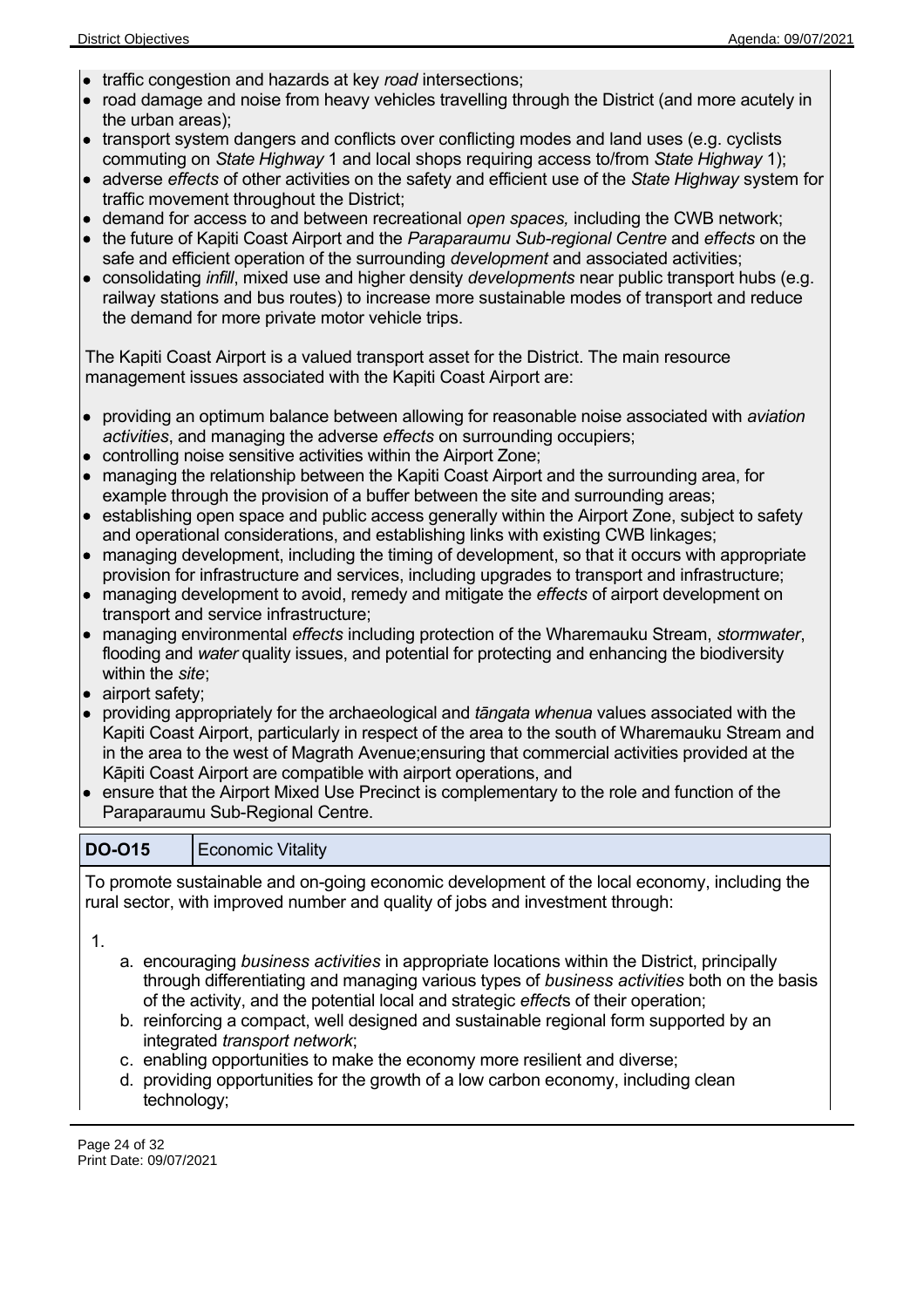- traffic congestion and hazards at key *road* intersections;
- road damage and noise from heavy vehicles travelling through the District (and more acutely in the urban areas);
- transport system dangers and conflicts over conflicting modes and land uses (e.g. cyclists commuting on *State Highway* 1 and local shops requiring access to/from *State Highway* 1);
- adverse *effects* of other activities on the safety and efficient use of the *State Highway* system for traffic movement throughout the District;
- demand for access to and between recreational *open spaces,* including the CWB network;
- the future of Kapiti Coast Airport and the *Paraparaumu Sub-regional Centre* and *effects* on the safe and efficient operation of the surrounding *development* and associated activities;
- consolidating *infill*, mixed use and higher density *developments* near public transport hubs (e.g. railway stations and bus routes) to increase more sustainable modes of transport and reduce the demand for more private motor vehicle trips.

The Kapiti Coast Airport is a valued transport asset for the District. The main resource management issues associated with the Kapiti Coast Airport are:

- providing an optimum balance between allowing for reasonable noise associated with *aviation activities*, and managing the adverse *effects* on surrounding occupiers;
- controlling noise sensitive activities within the Airport Zone;
- managing the relationship between the Kapiti Coast Airport and the surrounding area, for example through the provision of a buffer between the site and surrounding areas;
- establishing open space and public access generally within the Airport Zone, subject to safety and operational considerations, and establishing links with existing CWB linkages;
- managing development, including the timing of development, so that it occurs with appropriate provision for infrastructure and services, including upgrades to transport and infrastructure;
- managing development to avoid, remedy and mitigate the *effects* of airport development on transport and service infrastructure;
- managing environmental *effects* including protection of the Wharemauku Stream, *stormwater*, flooding and *water* quality issues, and potential for protecting and enhancing the biodiversity within the *site*;
- airport safety;
- providing appropriately for the archaeological and *tāngata whenua* values associated with the Kapiti Coast Airport, particularly in respect of the area to the south of Wharemauku Stream and in the area to the west of Magrath Avenue;ensuring that commercial activities provided at the Kāpiti Coast Airport are compatible with airport operations, and
- ensure that the Airport Mixed Use Precinct is complementary to the role and function of the Paraparaumu Sub-Regional Centre.

| **DO-O15** | Economic Vitality |
|---|---|

To promote sustainable and on-going economic development of the local economy, including the rural sector, with improved number and quality of jobs and investment through:

1.
   a. encouraging *business activities* in appropriate locations within the District, principally through differentiating and managing various types of *business activities* both on the basis of the activity, and the potential local and strategic *effect*s of their operation;
   b. reinforcing a compact, well designed and sustainable regional form supported by an integrated *transport network*;
   c. enabling opportunities to make the economy more resilient and diverse;
   d. providing opportunities for the growth of a low carbon economy, including clean technology;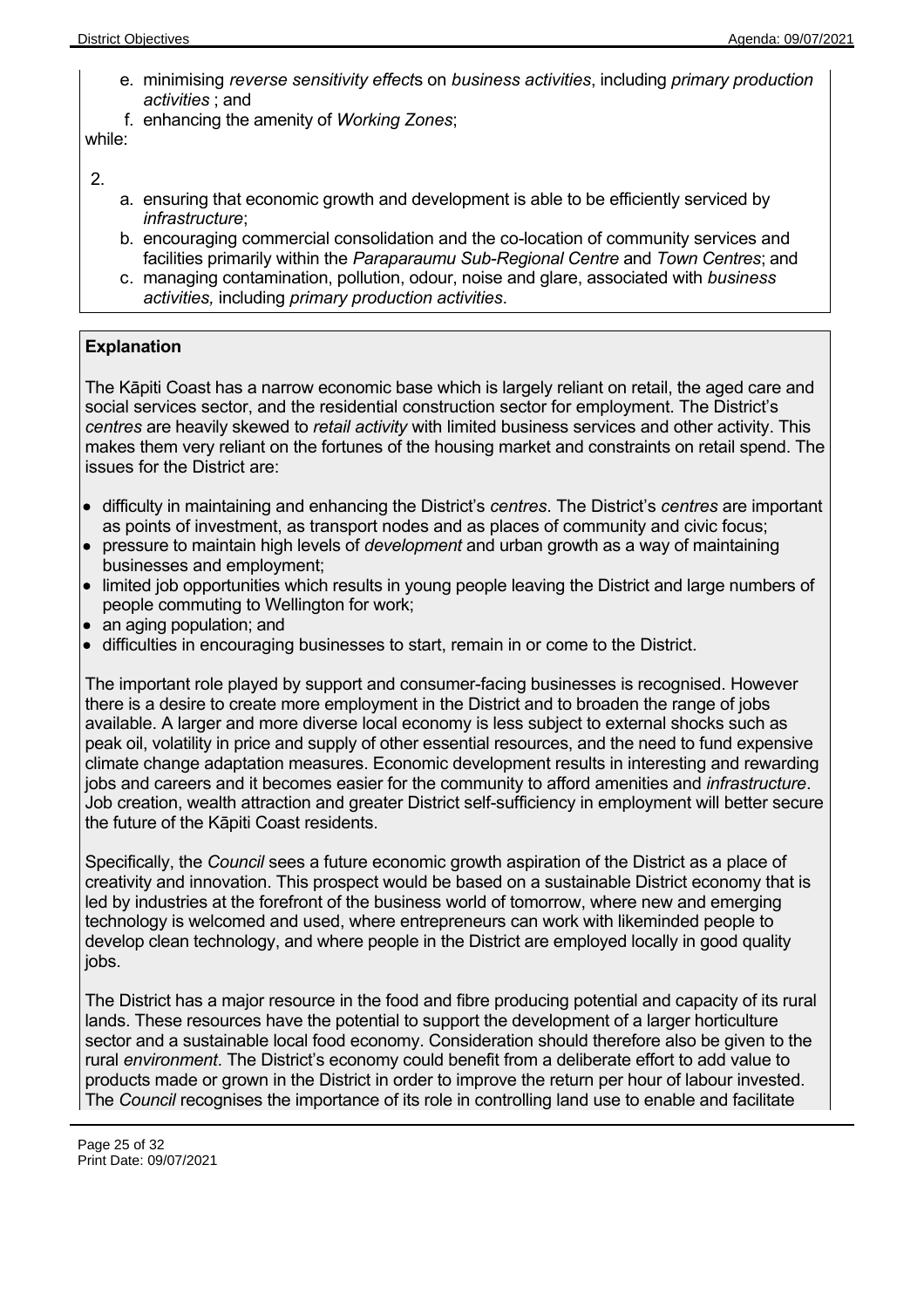e. minimising *reverse sensitivity effect*s on *business activities*, including *primary production activities* ; and
f. enhancing the amenity of *Working Zones*;

while:

2.
a. ensuring that economic growth and development is able to be efficiently serviced by *infrastructure*;
b. encouraging commercial consolidation and the co-location of community services and facilities primarily within the *Paraparaumu Sub-Regional Centre* and *Town Centres*; and
c. managing contamination, pollution, odour, noise and glare, associated with *business activities,* including *primary production activities*.

**Explanation**

The Kāpiti Coast has a narrow economic base which is largely reliant on retail, the aged care and social services sector, and the residential construction sector for employment. The District's *centres* are heavily skewed to *retail activity* with limited business services and other activity. This makes them very reliant on the fortunes of the housing market and constraints on retail spend. The issues for the District are:

- difficulty in maintaining and enhancing the District's *centres*. The District's *centres* are important as points of investment, as transport nodes and as places of community and civic focus;
- pressure to maintain high levels of *development* and urban growth as a way of maintaining businesses and employment;
- limited job opportunities which results in young people leaving the District and large numbers of people commuting to Wellington for work;
- an aging population; and
- difficulties in encouraging businesses to start, remain in or come to the District.

The important role played by support and consumer-facing businesses is recognised. However there is a desire to create more employment in the District and to broaden the range of jobs available. A larger and more diverse local economy is less subject to external shocks such as peak oil, volatility in price and supply of other essential resources, and the need to fund expensive climate change adaptation measures. Economic development results in interesting and rewarding jobs and careers and it becomes easier for the community to afford amenities and *infrastructure*. Job creation, wealth attraction and greater District self-sufficiency in employment will better secure the future of the Kāpiti Coast residents.

Specifically, the *Council* sees a future economic growth aspiration of the District as a place of creativity and innovation. This prospect would be based on a sustainable District economy that is led by industries at the forefront of the business world of tomorrow, where new and emerging technology is welcomed and used, where entrepreneurs can work with likeminded people to develop clean technology, and where people in the District are employed locally in good quality jobs.

The District has a major resource in the food and fibre producing potential and capacity of its rural lands. These resources have the potential to support the development of a larger horticulture sector and a sustainable local food economy. Consideration should therefore also be given to the rural *environment*. The District's economy could benefit from a deliberate effort to add value to products made or grown in the District in order to improve the return per hour of labour invested. The *Council* recognises the importance of its role in controlling land use to enable and facilitate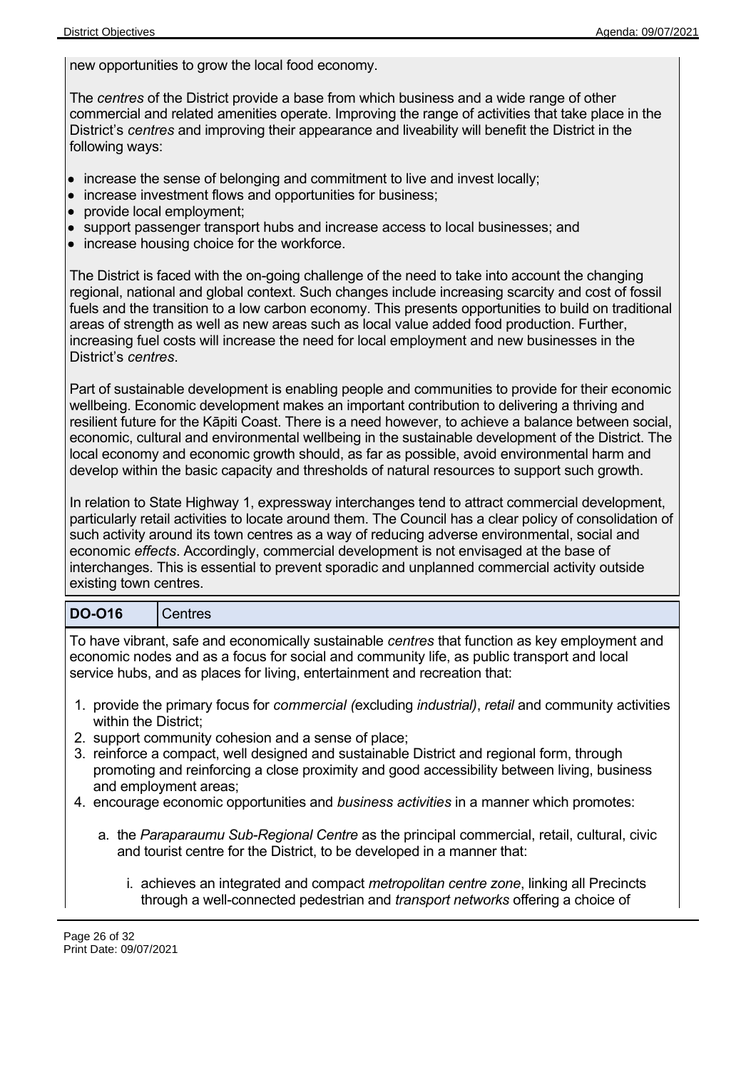new opportunities to grow the local food economy.

The *centres* of the District provide a base from which business and a wide range of other commercial and related amenities operate. Improving the range of activities that take place in the District's *centres* and improving their appearance and liveability will benefit the District in the following ways:

- increase the sense of belonging and commitment to live and invest locally;
- increase investment flows and opportunities for business;
- provide local employment;
- support passenger transport hubs and increase access to local businesses; and
- increase housing choice for the workforce.

The District is faced with the on-going challenge of the need to take into account the changing regional, national and global context. Such changes include increasing scarcity and cost of fossil fuels and the transition to a low carbon economy. This presents opportunities to build on traditional areas of strength as well as new areas such as local value added food production. Further, increasing fuel costs will increase the need for local employment and new businesses in the District's *centres*.

Part of sustainable development is enabling people and communities to provide for their economic wellbeing. Economic development makes an important contribution to delivering a thriving and resilient future for the Kāpiti Coast. There is a need however, to achieve a balance between social, economic, cultural and environmental wellbeing in the sustainable development of the District. The local economy and economic growth should, as far as possible, avoid environmental harm and develop within the basic capacity and thresholds of natural resources to support such growth.

In relation to State Highway 1, expressway interchanges tend to attract commercial development, particularly retail activities to locate around them. The Council has a clear policy of consolidation of such activity around its town centres as a way of reducing adverse environmental, social and economic *effects*. Accordingly, commercial development is not envisaged at the base of interchanges. This is essential to prevent sporadic and unplanned commercial activity outside existing town centres.

| **DO-O16** | Centres |
|---|---|

To have vibrant, safe and economically sustainable *centres* that function as key employment and economic nodes and as a focus for social and community life, as public transport and local service hubs, and as places for living, entertainment and recreation that:

1. provide the primary focus for *commercial (*excluding *industrial)*, *retail* and community activities within the District;
2. support community cohesion and a sense of place;
3. reinforce a compact, well designed and sustainable District and regional form, through promoting and reinforcing a close proximity and good accessibility between living, business and employment areas;
4. encourage economic opportunities and *business activities* in a manner which promotes:

   a. the *Paraparaumu Sub-Regional Centre* as the principal commercial, retail, cultural, civic and tourist centre for the District, to be developed in a manner that:

      i. achieves an integrated and compact *metropolitan centre zone*, linking all Precincts through a well-connected pedestrian and *transport networks* offering a choice of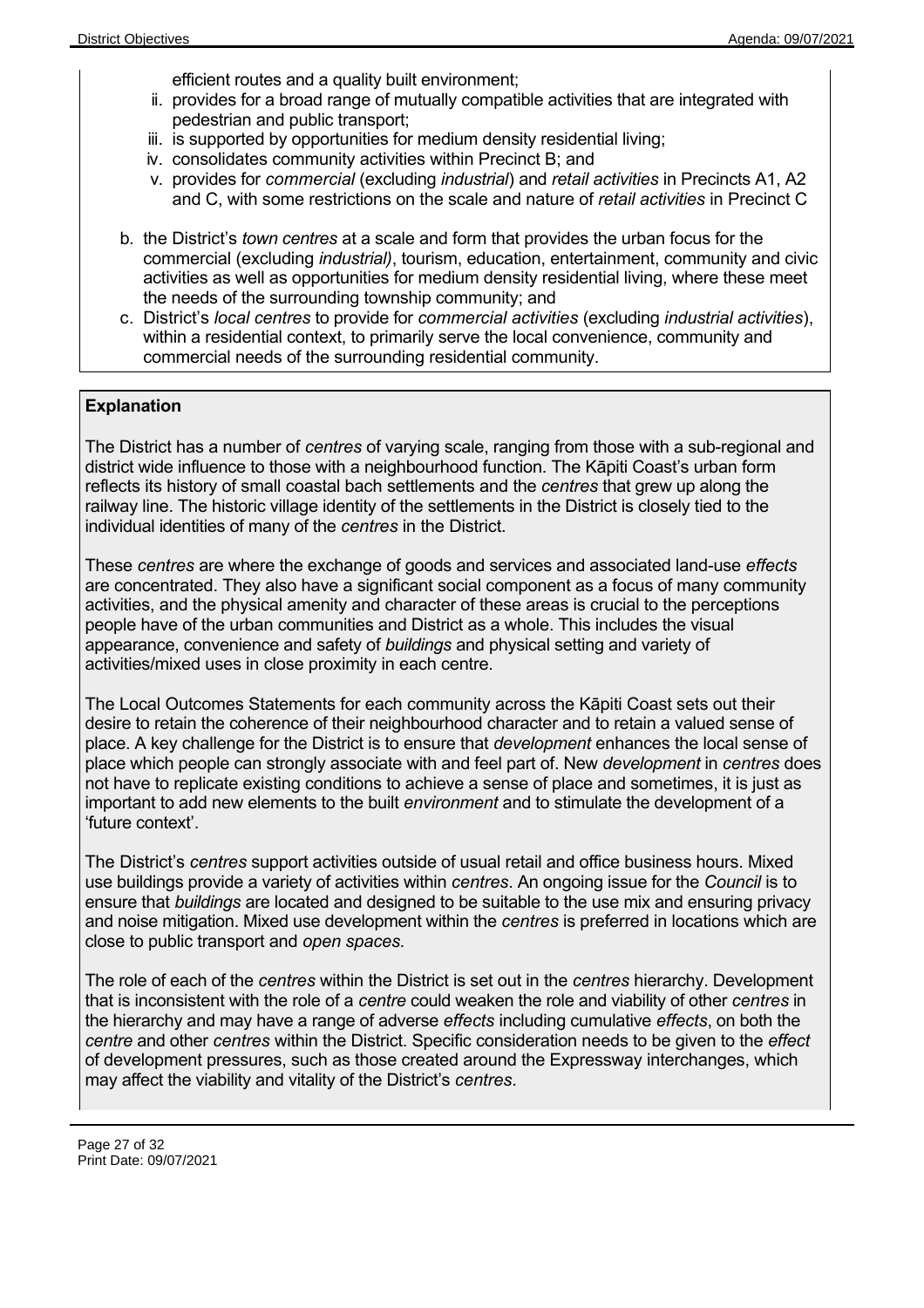efficient routes and a quality built environment;

   ii. provides for a broad range of mutually compatible activities that are integrated with pedestrian and public transport;
   iii. is supported by opportunities for medium density residential living;
   iv. consolidates community activities within Precinct B; and
   v. provides for *commercial* (excluding *industrial*) and *retail activities* in Precincts A1, A2 and C, with some restrictions on the scale and nature of *retail activities* in Precinct C

b. the District's *town centres* at a scale and form that provides the urban focus for the commercial (excluding *industrial)*, tourism, education, entertainment, community and civic activities as well as opportunities for medium density residential living, where these meet the needs of the surrounding township community; and

c. District's *local centres* to provide for *commercial activities* (excluding *industrial activities*), within a residential context, to primarily serve the local convenience, community and commercial needs of the surrounding residential community.

**Explanation**

The District has a number of *centres* of varying scale, ranging from those with a sub-regional and district wide influence to those with a neighbourhood function. The Kāpiti Coast's urban form reflects its history of small coastal bach settlements and the *centres* that grew up along the railway line. The historic village identity of the settlements in the District is closely tied to the individual identities of many of the *centres* in the District.

These *centres* are where the exchange of goods and services and associated land-use *effects* are concentrated. They also have a significant social component as a focus of many community activities, and the physical amenity and character of these areas is crucial to the perceptions people have of the urban communities and District as a whole. This includes the visual appearance, convenience and safety of *buildings* and physical setting and variety of activities/mixed uses in close proximity in each centre.

The Local Outcomes Statements for each community across the Kāpiti Coast sets out their desire to retain the coherence of their neighbourhood character and to retain a valued sense of place. A key challenge for the District is to ensure that *development* enhances the local sense of place which people can strongly associate with and feel part of. New *development* in *centres* does not have to replicate existing conditions to achieve a sense of place and sometimes, it is just as important to add new elements to the built *environment* and to stimulate the development of a 'future context'.

The District's *centres* support activities outside of usual retail and office business hours. Mixed use buildings provide a variety of activities within *centres*. An ongoing issue for the *Council* is to ensure that *buildings* are located and designed to be suitable to the use mix and ensuring privacy and noise mitigation. Mixed use development within the *centres* is preferred in locations which are close to public transport and *open spaces.*

The role of each of the *centres* within the District is set out in the *centres* hierarchy. Development that is inconsistent with the role of a *centre* could weaken the role and viability of other *centres* in the hierarchy and may have a range of adverse *effects* including cumulative *effects*, on both the *centre* and other *centres* within the District. Specific consideration needs to be given to the *effect* of development pressures, such as those created around the Expressway interchanges, which may affect the viability and vitality of the District's *centres*.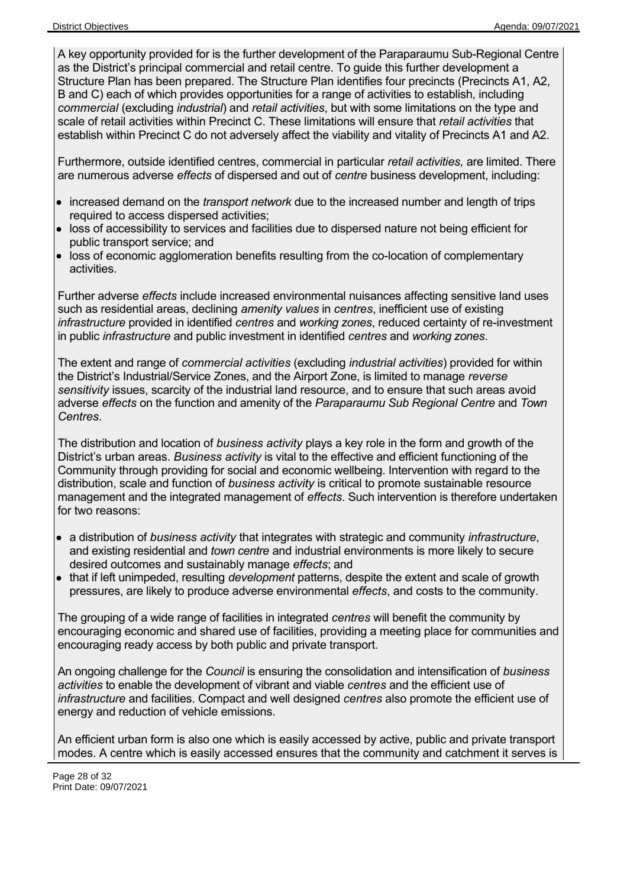A key opportunity provided for is the further development of the Paraparaumu Sub-Regional Centre as the District's principal commercial and retail centre. To guide this further development a Structure Plan has been prepared. The Structure Plan identifies four precincts (Precincts A1, A2, B and C) each of which provides opportunities for a range of activities to establish, including *commercial* (excluding *industrial*) and *retail activities*, but with some limitations on the type and scale of retail activities within Precinct C. These limitations will ensure that *retail activities* that establish within Precinct C do not adversely affect the viability and vitality of Precincts A1 and A2.

Furthermore, outside identified centres, commercial in particular *retail activities,* are limited. There are numerous adverse *effects* of dispersed and out of *centre* business development, including:

- increased demand on the *transport network* due to the increased number and length of trips required to access dispersed activities;
- loss of accessibility to services and facilities due to dispersed nature not being efficient for public transport service; and
- loss of economic agglomeration benefits resulting from the co-location of complementary activities.

Further adverse *effects* include increased environmental nuisances affecting sensitive land uses such as residential areas, declining *amenity values* in *centres*, inefficient use of existing *infrastructure* provided in identified *centres* and *working zones*, reduced certainty of re-investment in public *infrastructure* and public investment in identified *centres* and *working zones*.

The extent and range of *commercial activities* (excluding *industrial activities*) provided for within the District's Industrial/Service Zones, and the Airport Zone, is limited to manage *reverse sensitivity* issues, scarcity of the industrial land resource, and to ensure that such areas avoid adverse *effects* on the function and amenity of the *Paraparaumu Sub Regional Centre* and *Town Centres*.

The distribution and location of *business activity* plays a key role in the form and growth of the District's urban areas. *Business activity* is vital to the effective and efficient functioning of the Community through providing for social and economic wellbeing. Intervention with regard to the distribution, scale and function of *business activity* is critical to promote sustainable resource management and the integrated management of *effects*. Such intervention is therefore undertaken for two reasons:

- a distribution of *business activity* that integrates with strategic and community *infrastructure*, and existing residential and *town centre* and industrial environments is more likely to secure desired outcomes and sustainably manage *effects*; and
- that if left unimpeded, resulting *development* patterns, despite the extent and scale of growth pressures, are likely to produce adverse environmental *effects*, and costs to the community.

The grouping of a wide range of facilities in integrated *centres* will benefit the community by encouraging economic and shared use of facilities, providing a meeting place for communities and encouraging ready access by both public and private transport.

An ongoing challenge for the *Council* is ensuring the consolidation and intensification of *business activities* to enable the development of vibrant and viable *centres* and the efficient use of *infrastructure* and facilities. Compact and well designed *centres* also promote the efficient use of energy and reduction of vehicle emissions.

An efficient urban form is also one which is easily accessed by active, public and private transport modes. A centre which is easily accessed ensures that the community and catchment it serves is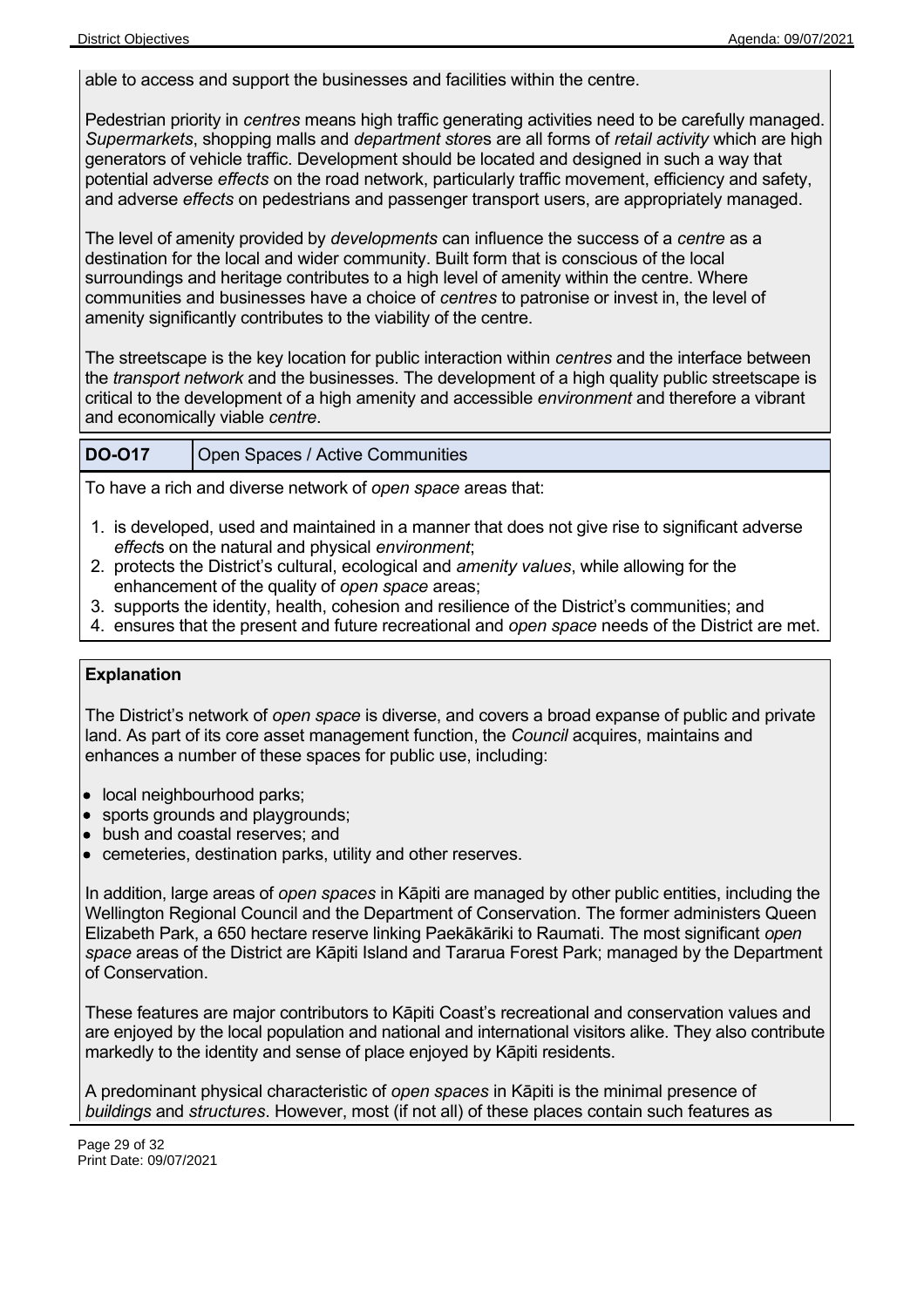able to access and support the businesses and facilities within the centre.

Pedestrian priority in *centres* means high traffic generating activities need to be carefully managed. *Supermarkets*, shopping malls and *department store*s are all forms of *retail activity* which are high generators of vehicle traffic. Development should be located and designed in such a way that potential adverse *effects* on the road network, particularly traffic movement, efficiency and safety, and adverse *effects* on pedestrians and passenger transport users, are appropriately managed.

The level of amenity provided by *developments* can influence the success of a *centre* as a destination for the local and wider community. Built form that is conscious of the local surroundings and heritage contributes to a high level of amenity within the centre. Where communities and businesses have a choice of *centres* to patronise or invest in, the level of amenity significantly contributes to the viability of the centre.

The streetscape is the key location for public interaction within *centres* and the interface between the *transport network* and the businesses. The development of a high quality public streetscape is critical to the development of a high amenity and accessible *environment* and therefore a vibrant and economically viable *centre*.

| **DO-O17** | Open Spaces / Active Communities |
|---|---|

To have a rich and diverse network of *open space* areas that:

1. is developed, used and maintained in a manner that does not give rise to significant adverse *effect*s on the natural and physical *environment*;
2. protects the District's cultural, ecological and *amenity values*, while allowing for the enhancement of the quality of *open space* areas;
3. supports the identity, health, cohesion and resilience of the District's communities; and
4. ensures that the present and future recreational and *open space* needs of the District are met.

**Explanation**

The District's network of *open space* is diverse, and covers a broad expanse of public and private land. As part of its core asset management function, the *Council* acquires, maintains and enhances a number of these spaces for public use, including:

- local neighbourhood parks;
- sports grounds and playgrounds;
- bush and coastal reserves; and
- cemeteries, destination parks, utility and other reserves.

In addition, large areas of *open spaces* in Kāpiti are managed by other public entities, including the Wellington Regional Council and the Department of Conservation. The former administers Queen Elizabeth Park, a 650 hectare reserve linking Paekākāriki to Raumati. The most significant *open space* areas of the District are Kāpiti Island and Tararua Forest Park; managed by the Department of Conservation.

These features are major contributors to Kāpiti Coast's recreational and conservation values and are enjoyed by the local population and national and international visitors alike. They also contribute markedly to the identity and sense of place enjoyed by Kāpiti residents.

A predominant physical characteristic of *open spaces* in Kāpiti is the minimal presence of *buildings* and *structures*. However, most (if not all) of these places contain such features as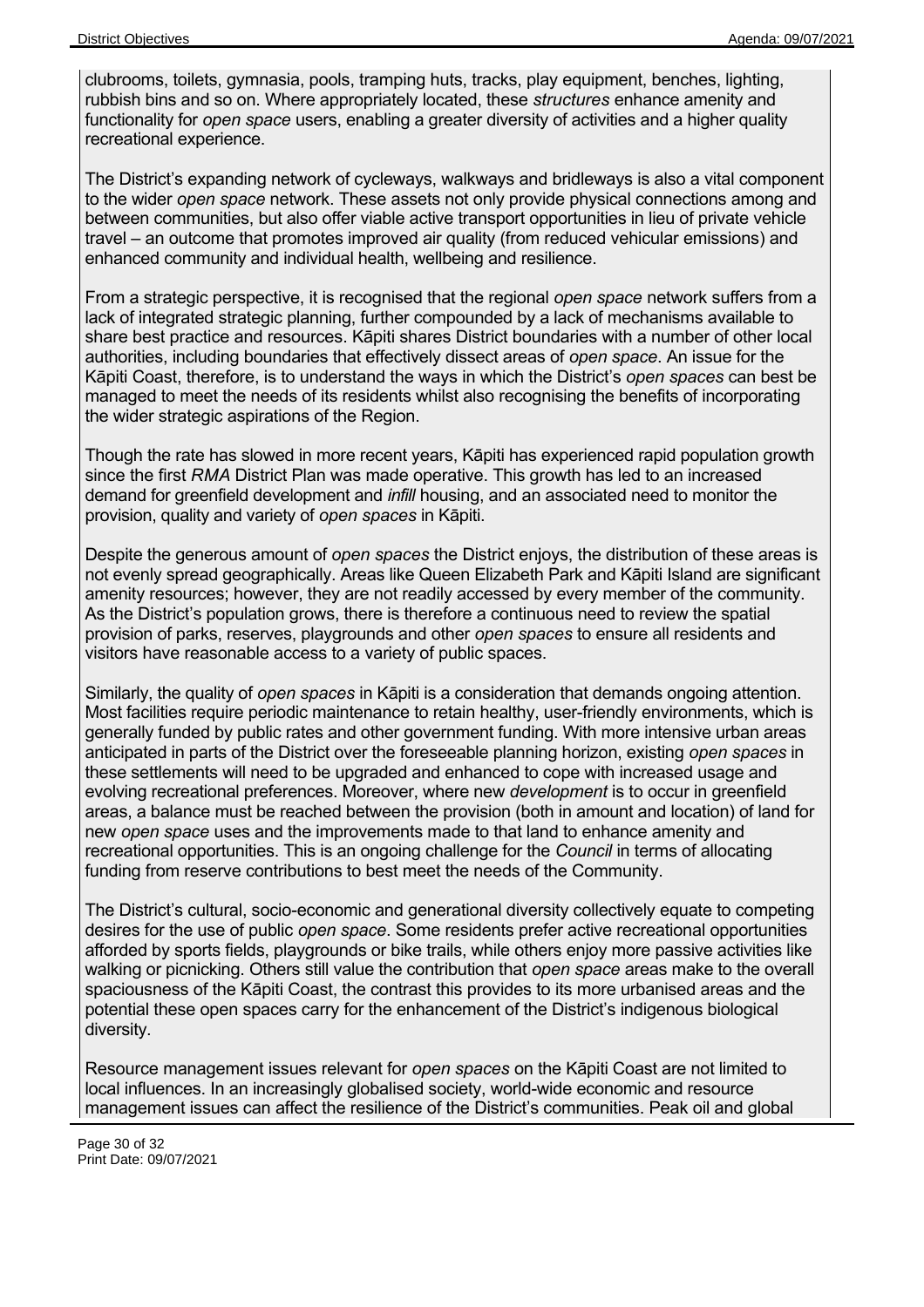clubrooms, toilets, gymnasia, pools, tramping huts, tracks, play equipment, benches, lighting, rubbish bins and so on. Where appropriately located, these *structures* enhance amenity and functionality for *open space* users, enabling a greater diversity of activities and a higher quality recreational experience.

The District's expanding network of cycleways, walkways and bridleways is also a vital component to the wider *open space* network. These assets not only provide physical connections among and between communities, but also offer viable active transport opportunities in lieu of private vehicle travel – an outcome that promotes improved air quality (from reduced vehicular emissions) and enhanced community and individual health, wellbeing and resilience.

From a strategic perspective, it is recognised that the regional *open space* network suffers from a lack of integrated strategic planning, further compounded by a lack of mechanisms available to share best practice and resources. Kāpiti shares District boundaries with a number of other local authorities, including boundaries that effectively dissect areas of *open space*. An issue for the Kāpiti Coast, therefore, is to understand the ways in which the District's *open spaces* can best be managed to meet the needs of its residents whilst also recognising the benefits of incorporating the wider strategic aspirations of the Region.

Though the rate has slowed in more recent years, Kāpiti has experienced rapid population growth since the first *RMA* District Plan was made operative. This growth has led to an increased demand for greenfield development and *infill* housing, and an associated need to monitor the provision, quality and variety of *open spaces* in Kāpiti.

Despite the generous amount of *open spaces* the District enjoys, the distribution of these areas is not evenly spread geographically. Areas like Queen Elizabeth Park and Kāpiti Island are significant amenity resources; however, they are not readily accessed by every member of the community. As the District's population grows, there is therefore a continuous need to review the spatial provision of parks, reserves, playgrounds and other *open spaces* to ensure all residents and visitors have reasonable access to a variety of public spaces.

Similarly, the quality of *open spaces* in Kāpiti is a consideration that demands ongoing attention. Most facilities require periodic maintenance to retain healthy, user-friendly environments, which is generally funded by public rates and other government funding. With more intensive urban areas anticipated in parts of the District over the foreseeable planning horizon, existing *open spaces* in these settlements will need to be upgraded and enhanced to cope with increased usage and evolving recreational preferences. Moreover, where new *development* is to occur in greenfield areas, a balance must be reached between the provision (both in amount and location) of land for new *open space* uses and the improvements made to that land to enhance amenity and recreational opportunities. This is an ongoing challenge for the *Council* in terms of allocating funding from reserve contributions to best meet the needs of the Community.

The District's cultural, socio-economic and generational diversity collectively equate to competing desires for the use of public *open space*. Some residents prefer active recreational opportunities afforded by sports fields, playgrounds or bike trails, while others enjoy more passive activities like walking or picnicking. Others still value the contribution that *open space* areas make to the overall spaciousness of the Kāpiti Coast, the contrast this provides to its more urbanised areas and the potential these open spaces carry for the enhancement of the District's indigenous biological diversity.

Resource management issues relevant for *open spaces* on the Kāpiti Coast are not limited to local influences. In an increasingly globalised society, world-wide economic and resource management issues can affect the resilience of the District's communities. Peak oil and global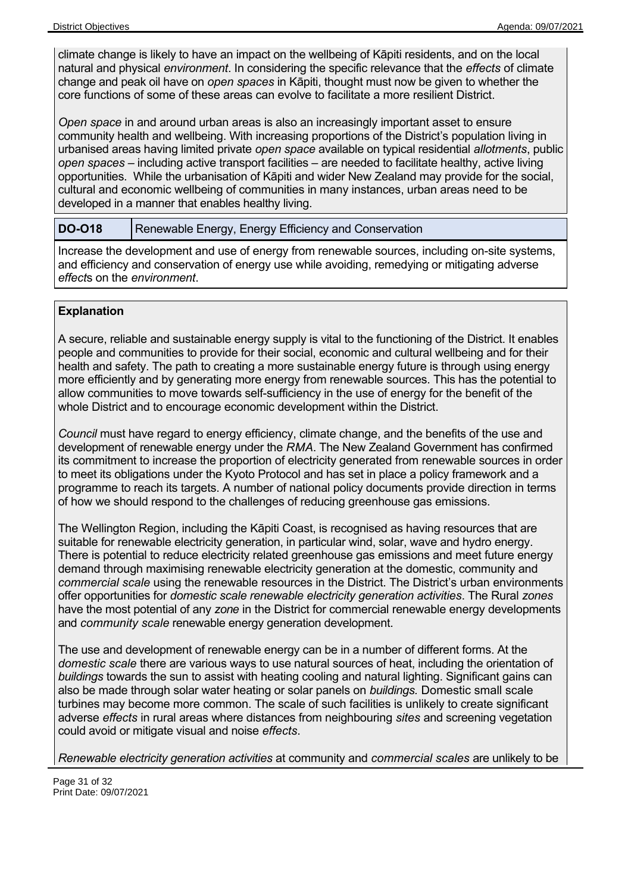climate change is likely to have an impact on the wellbeing of Kāpiti residents, and on the local natural and physical *environment*. In considering the specific relevance that the *effects* of climate change and peak oil have on *open spaces* in Kāpiti, thought must now be given to whether the core functions of some of these areas can evolve to facilitate a more resilient District.

*Open space* in and around urban areas is also an increasingly important asset to ensure community health and wellbeing. With increasing proportions of the District's population living in urbanised areas having limited private *open space* available on typical residential *allotments*, public *open spaces* – including active transport facilities – are needed to facilitate healthy, active living opportunities. While the urbanisation of Kāpiti and wider New Zealand may provide for the social, cultural and economic wellbeing of communities in many instances, urban areas need to be developed in a manner that enables healthy living.

| **DO-O18** | Renewable Energy, Energy Efficiency and Conservation |
| --- | --- |

Increase the development and use of energy from renewable sources, including on-site systems, and efficiency and conservation of energy use while avoiding, remedying or mitigating adverse *effect*s on the *environment*.

**Explanation**

A secure, reliable and sustainable energy supply is vital to the functioning of the District. It enables people and communities to provide for their social, economic and cultural wellbeing and for their health and safety. The path to creating a more sustainable energy future is through using energy more efficiently and by generating more energy from renewable sources. This has the potential to allow communities to move towards self-sufficiency in the use of energy for the benefit of the whole District and to encourage economic development within the District.

*Council* must have regard to energy efficiency, climate change, and the benefits of the use and development of renewable energy under the *RMA*. The New Zealand Government has confirmed its commitment to increase the proportion of electricity generated from renewable sources in order to meet its obligations under the Kyoto Protocol and has set in place a policy framework and a programme to reach its targets. A number of national policy documents provide direction in terms of how we should respond to the challenges of reducing greenhouse gas emissions.

The Wellington Region, including the Kāpiti Coast, is recognised as having resources that are suitable for renewable electricity generation, in particular wind, solar, wave and hydro energy. There is potential to reduce electricity related greenhouse gas emissions and meet future energy demand through maximising renewable electricity generation at the domestic, community and *commercial scale* using the renewable resources in the District. The District's urban environments offer opportunities for *domestic scale renewable electricity generation activities*. The Rural *zones* have the most potential of any *zone* in the District for commercial renewable energy developments and *community scale* renewable energy generation development.

The use and development of renewable energy can be in a number of different forms. At the *domestic scale* there are various ways to use natural sources of heat, including the orientation of *buildings* towards the sun to assist with heating cooling and natural lighting. Significant gains can also be made through solar water heating or solar panels on *buildings.* Domestic small scale turbines may become more common. The scale of such facilities is unlikely to create significant adverse *effects* in rural areas where distances from neighbouring *sites* and screening vegetation could avoid or mitigate visual and noise *effects*.

*Renewable electricity generation activities* at community and *commercial scales* are unlikely to be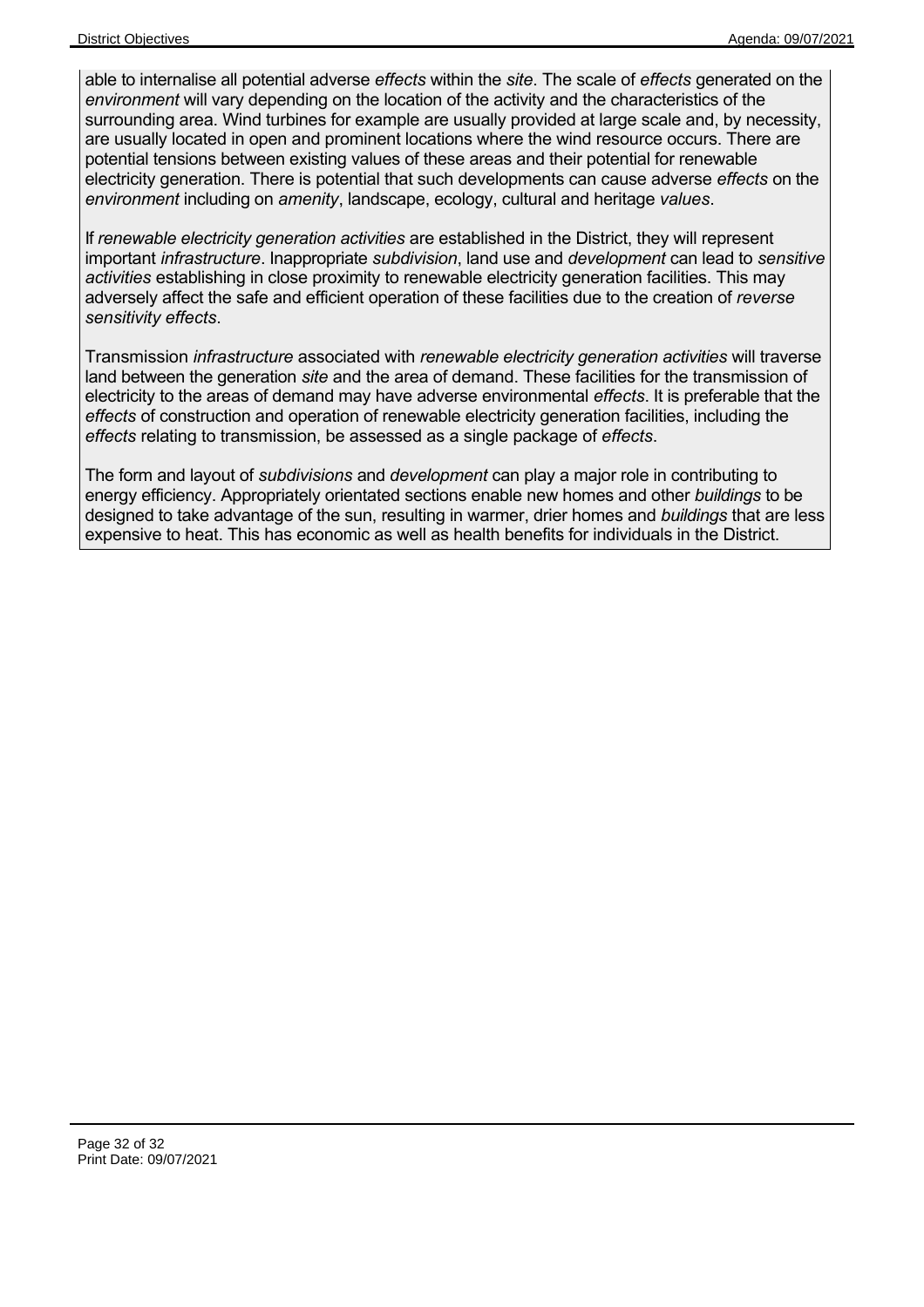able to internalise all potential adverse *effects* within the *site*. The scale of *effects* generated on the *environment* will vary depending on the location of the activity and the characteristics of the surrounding area. Wind turbines for example are usually provided at large scale and, by necessity, are usually located in open and prominent locations where the wind resource occurs. There are potential tensions between existing values of these areas and their potential for renewable electricity generation. There is potential that such developments can cause adverse *effects* on the *environment* including on *amenity*, landscape, ecology, cultural and heritage *values*.

If *renewable electricity generation activities* are established in the District, they will represent important *infrastructure*. Inappropriate *subdivision*, land use and *development* can lead to *sensitive activities* establishing in close proximity to renewable electricity generation facilities. This may adversely affect the safe and efficient operation of these facilities due to the creation of *reverse sensitivity effects*.

Transmission *infrastructure* associated with *renewable electricity generation activities* will traverse land between the generation *site* and the area of demand. These facilities for the transmission of electricity to the areas of demand may have adverse environmental *effects*. It is preferable that the *effects* of construction and operation of renewable electricity generation facilities, including the *effects* relating to transmission, be assessed as a single package of *effects*.

The form and layout of *subdivisions* and *development* can play a major role in contributing to energy efficiency. Appropriately orientated sections enable new homes and other *buildings* to be designed to take advantage of the sun, resulting in warmer, drier homes and *buildings* that are less expensive to heat. This has economic as well as health benefits for individuals in the District.